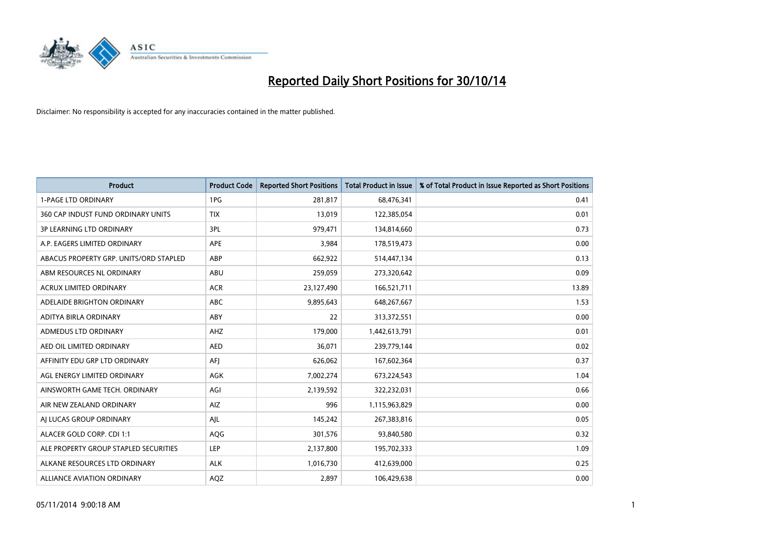# Reported Daily Short Positions for 30/10/14

Disclaimer: No responsibility is accepted for any inaccuracies contained in the matter published.

| Product | Product Code | Reported Short Positions | Total Product in Issue | % of Total Product in Issue Reported as Short Positions |
|---|---|---|---|---|
| 1-PAGE LTD ORDINARY | 1PG | 281,817 | 68,476,341 | 0.41 |
| 360 CAP INDUST FUND ORDINARY UNITS | TIX | 13,019 | 122,385,054 | 0.01 |
| 3P LEARNING LTD ORDINARY | 3PL | 979,471 | 134,814,660 | 0.73 |
| A.P. EAGERS LIMITED ORDINARY | APE | 3,984 | 178,519,473 | 0.00 |
| ABACUS PROPERTY GRP. UNITS/ORD STAPLED | ABP | 662,922 | 514,447,134 | 0.13 |
| ABM RESOURCES NL ORDINARY | ABU | 259,059 | 273,320,642 | 0.09 |
| ACRUX LIMITED ORDINARY | ACR | 23,127,490 | 166,521,711 | 13.89 |
| ADELAIDE BRIGHTON ORDINARY | ABC | 9,895,643 | 648,267,667 | 1.53 |
| ADITYA BIRLA ORDINARY | ABY | 22 | 313,372,551 | 0.00 |
| ADMEDUS LTD ORDINARY | AHZ | 179,000 | 1,442,613,791 | 0.01 |
| AED OIL LIMITED ORDINARY | AED | 36,071 | 239,779,144 | 0.02 |
| AFFINITY EDU GRP LTD ORDINARY | AFJ | 626,062 | 167,602,364 | 0.37 |
| AGL ENERGY LIMITED ORDINARY | AGK | 7,002,274 | 673,224,543 | 1.04 |
| AINSWORTH GAME TECH. ORDINARY | AGI | 2,139,592 | 322,232,031 | 0.66 |
| AIR NEW ZEALAND ORDINARY | AIZ | 996 | 1,115,963,829 | 0.00 |
| AJ LUCAS GROUP ORDINARY | AJL | 145,242 | 267,383,816 | 0.05 |
| ALACER GOLD CORP. CDI 1:1 | AQG | 301,576 | 93,840,580 | 0.32 |
| ALE PROPERTY GROUP STAPLED SECURITIES | LEP | 2,137,800 | 195,702,333 | 1.09 |
| ALKANE RESOURCES LTD ORDINARY | ALK | 1,016,730 | 412,639,000 | 0.25 |
| ALLIANCE AVIATION ORDINARY | AQZ | 2,897 | 106,429,638 | 0.00 |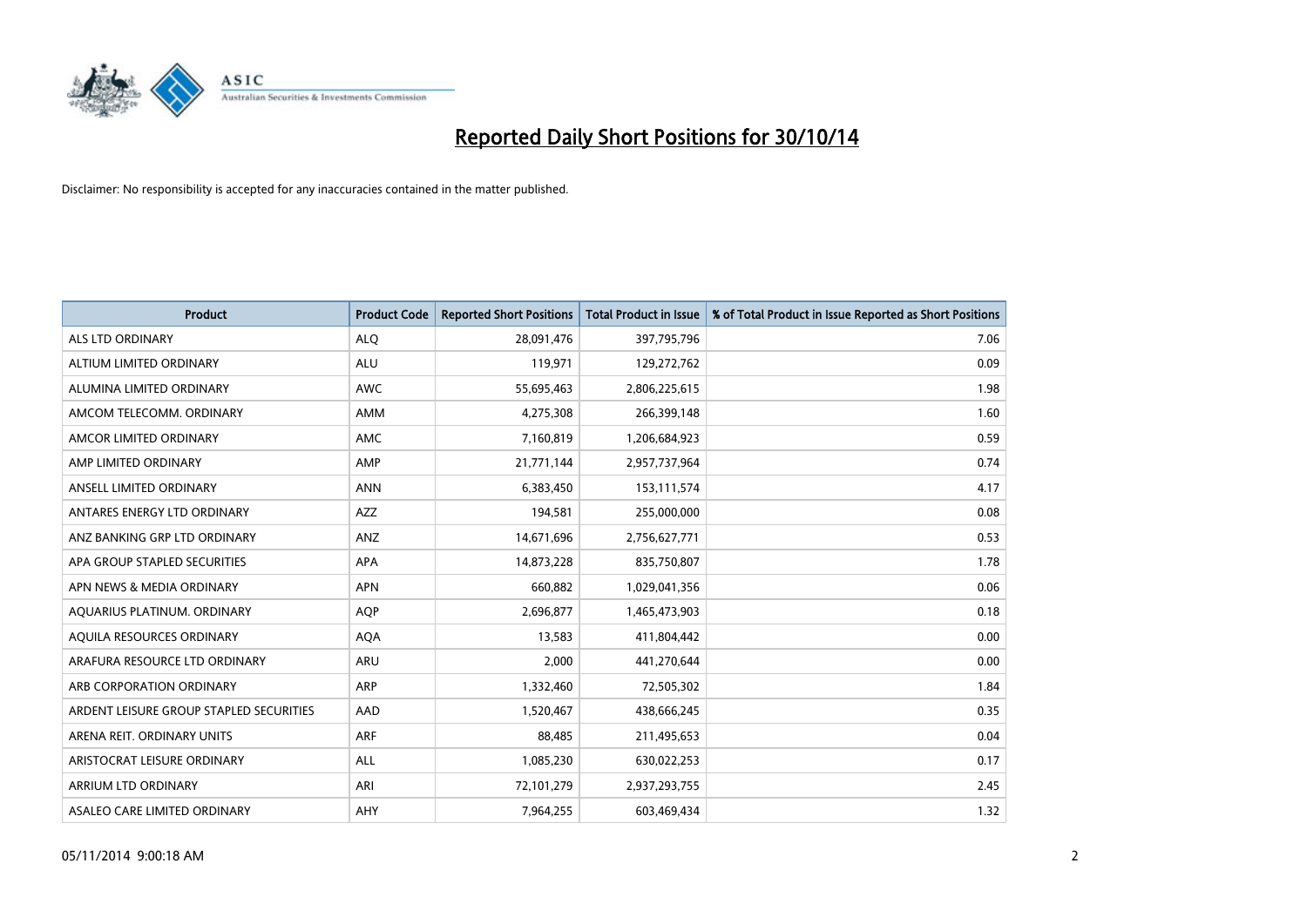# Reported Daily Short Positions for 30/10/14

Disclaimer: No responsibility is accepted for any inaccuracies contained in the matter published.

| Product | Product Code | Reported Short Positions | Total Product in Issue | % of Total Product in Issue Reported as Short Positions |
|---|---|---|---|---|
| ALS LTD ORDINARY | ALQ | 28,091,476 | 397,795,796 | 7.06 |
| ALTIUM LIMITED ORDINARY | ALU | 119,971 | 129,272,762 | 0.09 |
| ALUMINA LIMITED ORDINARY | AWC | 55,695,463 | 2,806,225,615 | 1.98 |
| AMCOM TELECOMM. ORDINARY | AMM | 4,275,308 | 266,399,148 | 1.60 |
| AMCOR LIMITED ORDINARY | AMC | 7,160,819 | 1,206,684,923 | 0.59 |
| AMP LIMITED ORDINARY | AMP | 21,771,144 | 2,957,737,964 | 0.74 |
| ANSELL LIMITED ORDINARY | ANN | 6,383,450 | 153,111,574 | 4.17 |
| ANTARES ENERGY LTD ORDINARY | AZZ | 194,581 | 255,000,000 | 0.08 |
| ANZ BANKING GRP LTD ORDINARY | ANZ | 14,671,696 | 2,756,627,771 | 0.53 |
| APA GROUP STAPLED SECURITIES | APA | 14,873,228 | 835,750,807 | 1.78 |
| APN NEWS & MEDIA ORDINARY | APN | 660,882 | 1,029,041,356 | 0.06 |
| AQUARIUS PLATINUM. ORDINARY | AQP | 2,696,877 | 1,465,473,903 | 0.18 |
| AQUILA RESOURCES ORDINARY | AQA | 13,583 | 411,804,442 | 0.00 |
| ARAFURA RESOURCE LTD ORDINARY | ARU | 2,000 | 441,270,644 | 0.00 |
| ARB CORPORATION ORDINARY | ARP | 1,332,460 | 72,505,302 | 1.84 |
| ARDENT LEISURE GROUP STAPLED SECURITIES | AAD | 1,520,467 | 438,666,245 | 0.35 |
| ARENA REIT. ORDINARY UNITS | ARF | 88,485 | 211,495,653 | 0.04 |
| ARISTOCRAT LEISURE ORDINARY | ALL | 1,085,230 | 630,022,253 | 0.17 |
| ARRIUM LTD ORDINARY | ARI | 72,101,279 | 2,937,293,755 | 2.45 |
| ASALEO CARE LIMITED ORDINARY | AHY | 7,964,255 | 603,469,434 | 1.32 |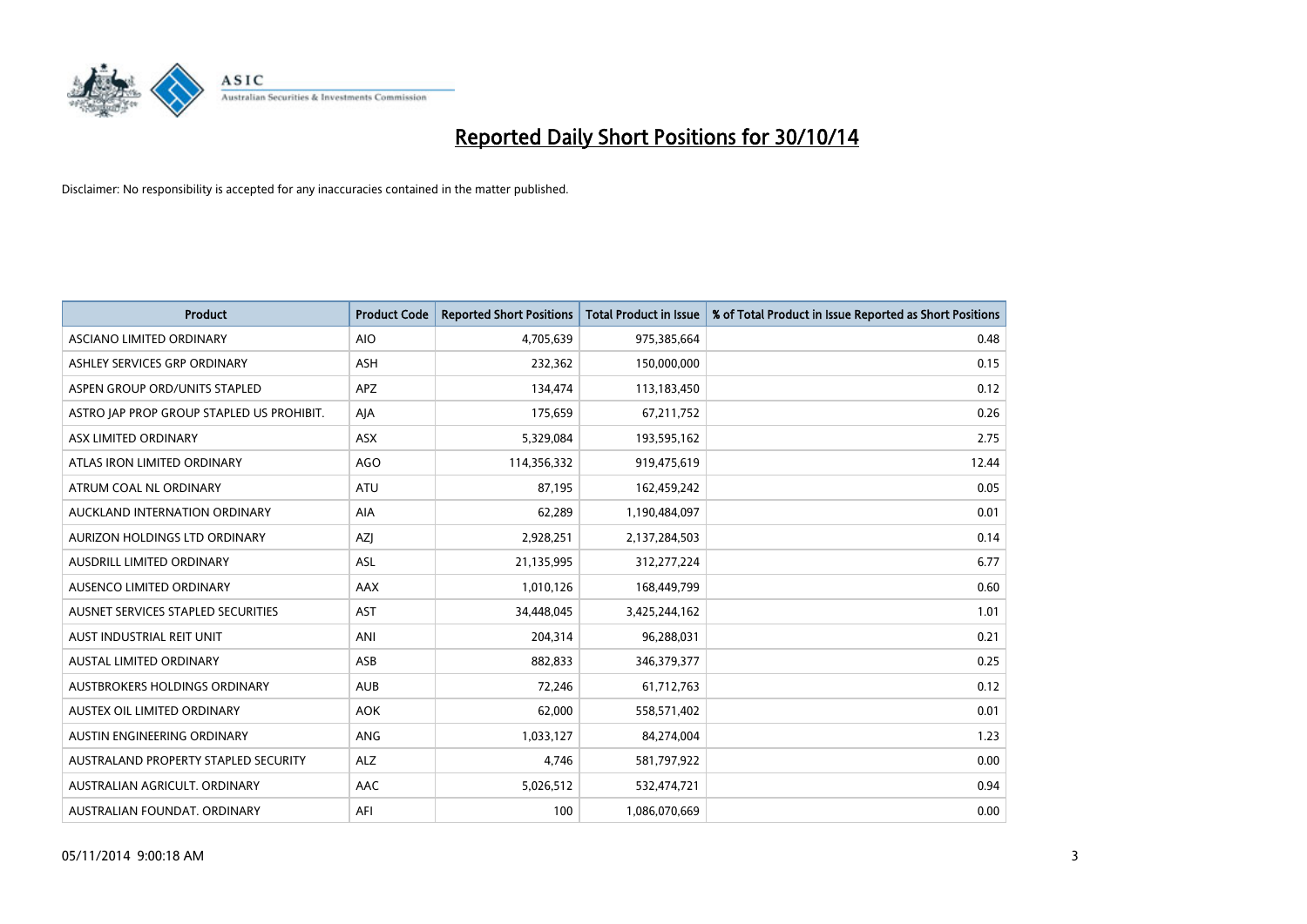# Reported Daily Short Positions for 30/10/14

Disclaimer: No responsibility is accepted for any inaccuracies contained in the matter published.

| Product | Product Code | Reported Short Positions | Total Product in Issue | % of Total Product in Issue Reported as Short Positions |
|---|---|---|---|---|
| ASCIANO LIMITED ORDINARY | AIO | 4,705,639 | 975,385,664 | 0.48 |
| ASHLEY SERVICES GRP ORDINARY | ASH | 232,362 | 150,000,000 | 0.15 |
| ASPEN GROUP ORD/UNITS STAPLED | APZ | 134,474 | 113,183,450 | 0.12 |
| ASTRO JAP PROP GROUP STAPLED US PROHIBIT. | AJA | 175,659 | 67,211,752 | 0.26 |
| ASX LIMITED ORDINARY | ASX | 5,329,084 | 193,595,162 | 2.75 |
| ATLAS IRON LIMITED ORDINARY | AGO | 114,356,332 | 919,475,619 | 12.44 |
| ATRUM COAL NL ORDINARY | ATU | 87,195 | 162,459,242 | 0.05 |
| AUCKLAND INTERNATION ORDINARY | AIA | 62,289 | 1,190,484,097 | 0.01 |
| AURIZON HOLDINGS LTD ORDINARY | AZJ | 2,928,251 | 2,137,284,503 | 0.14 |
| AUSDRILL LIMITED ORDINARY | ASL | 21,135,995 | 312,277,224 | 6.77 |
| AUSENCO LIMITED ORDINARY | AAX | 1,010,126 | 168,449,799 | 0.60 |
| AUSNET SERVICES STAPLED SECURITIES | AST | 34,448,045 | 3,425,244,162 | 1.01 |
| AUST INDUSTRIAL REIT UNIT | ANI | 204,314 | 96,288,031 | 0.21 |
| AUSTAL LIMITED ORDINARY | ASB | 882,833 | 346,379,377 | 0.25 |
| AUSTBROKERS HOLDINGS ORDINARY | AUB | 72,246 | 61,712,763 | 0.12 |
| AUSTEX OIL LIMITED ORDINARY | AOK | 62,000 | 558,571,402 | 0.01 |
| AUSTIN ENGINEERING ORDINARY | ANG | 1,033,127 | 84,274,004 | 1.23 |
| AUSTRALAND PROPERTY STAPLED SECURITY | ALZ | 4,746 | 581,797,922 | 0.00 |
| AUSTRALIAN AGRICULT. ORDINARY | AAC | 5,026,512 | 532,474,721 | 0.94 |
| AUSTRALIAN FOUNDAT. ORDINARY | AFI | 100 | 1,086,070,669 | 0.00 |

05/11/2014 9:00:18 AM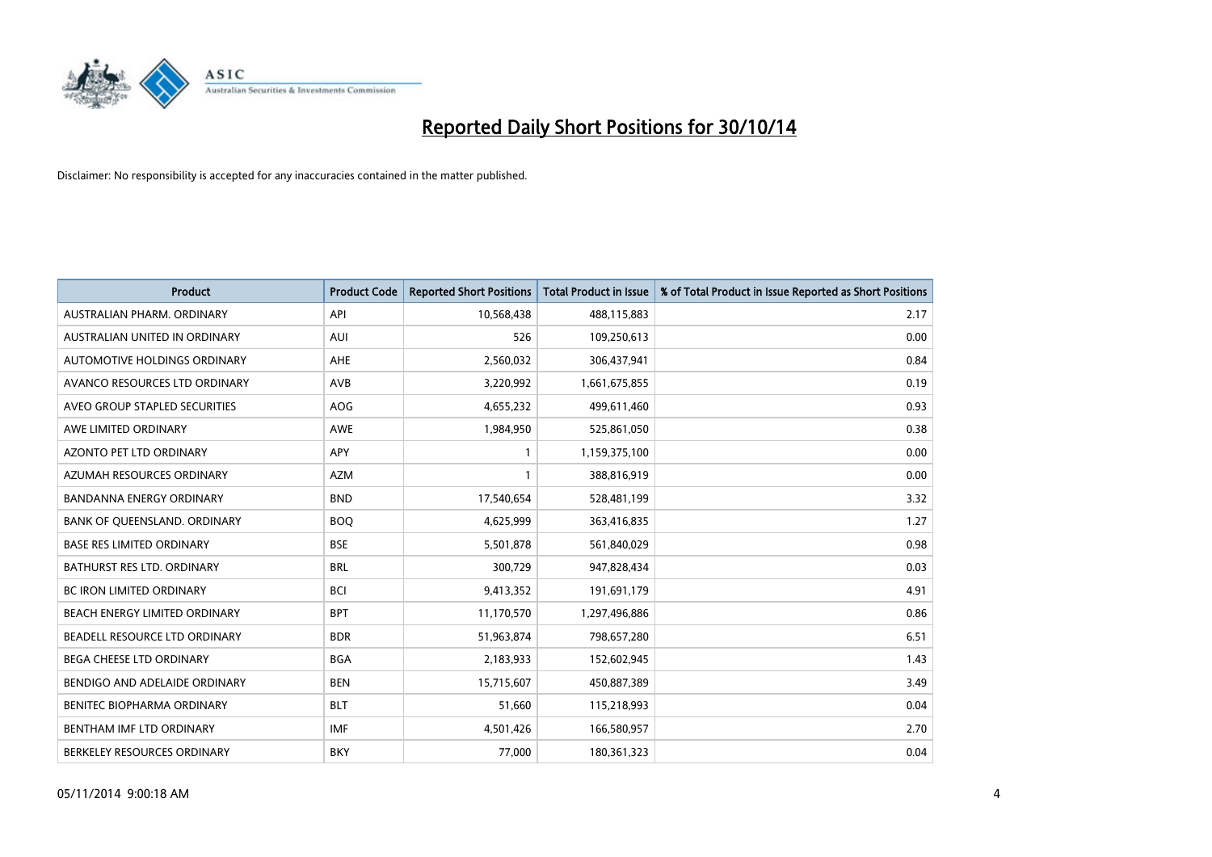# Reported Daily Short Positions for 30/10/14

Disclaimer: No responsibility is accepted for any inaccuracies contained in the matter published.

| Product | Product Code | Reported Short Positions | Total Product in Issue | % of Total Product in Issue Reported as Short Positions |
|---|---|---|---|---|
| AUSTRALIAN PHARM. ORDINARY | API | 10,568,438 | 488,115,883 | 2.17 |
| AUSTRALIAN UNITED IN ORDINARY | AUI | 526 | 109,250,613 | 0.00 |
| AUTOMOTIVE HOLDINGS ORDINARY | AHE | 2,560,032 | 306,437,941 | 0.84 |
| AVANCO RESOURCES LTD ORDINARY | AVB | 3,220,992 | 1,661,675,855 | 0.19 |
| AVEO GROUP STAPLED SECURITIES | AOG | 4,655,232 | 499,611,460 | 0.93 |
| AWE LIMITED ORDINARY | AWE | 1,984,950 | 525,861,050 | 0.38 |
| AZONTO PET LTD ORDINARY | APY | 1 | 1,159,375,100 | 0.00 |
| AZUMAH RESOURCES ORDINARY | AZM | 1 | 388,816,919 | 0.00 |
| BANDANNA ENERGY ORDINARY | BND | 17,540,654 | 528,481,199 | 3.32 |
| BANK OF QUEENSLAND. ORDINARY | BOQ | 4,625,999 | 363,416,835 | 1.27 |
| BASE RES LIMITED ORDINARY | BSE | 5,501,878 | 561,840,029 | 0.98 |
| BATHURST RES LTD. ORDINARY | BRL | 300,729 | 947,828,434 | 0.03 |
| BC IRON LIMITED ORDINARY | BCI | 9,413,352 | 191,691,179 | 4.91 |
| BEACH ENERGY LIMITED ORDINARY | BPT | 11,170,570 | 1,297,496,886 | 0.86 |
| BEADELL RESOURCE LTD ORDINARY | BDR | 51,963,874 | 798,657,280 | 6.51 |
| BEGA CHEESE LTD ORDINARY | BGA | 2,183,933 | 152,602,945 | 1.43 |
| BENDIGO AND ADELAIDE ORDINARY | BEN | 15,715,607 | 450,887,389 | 3.49 |
| BENITEC BIOPHARMA ORDINARY | BLT | 51,660 | 115,218,993 | 0.04 |
| BENTHAM IMF LTD ORDINARY | IMF | 4,501,426 | 166,580,957 | 2.70 |
| BERKELEY RESOURCES ORDINARY | BKY | 77,000 | 180,361,323 | 0.04 |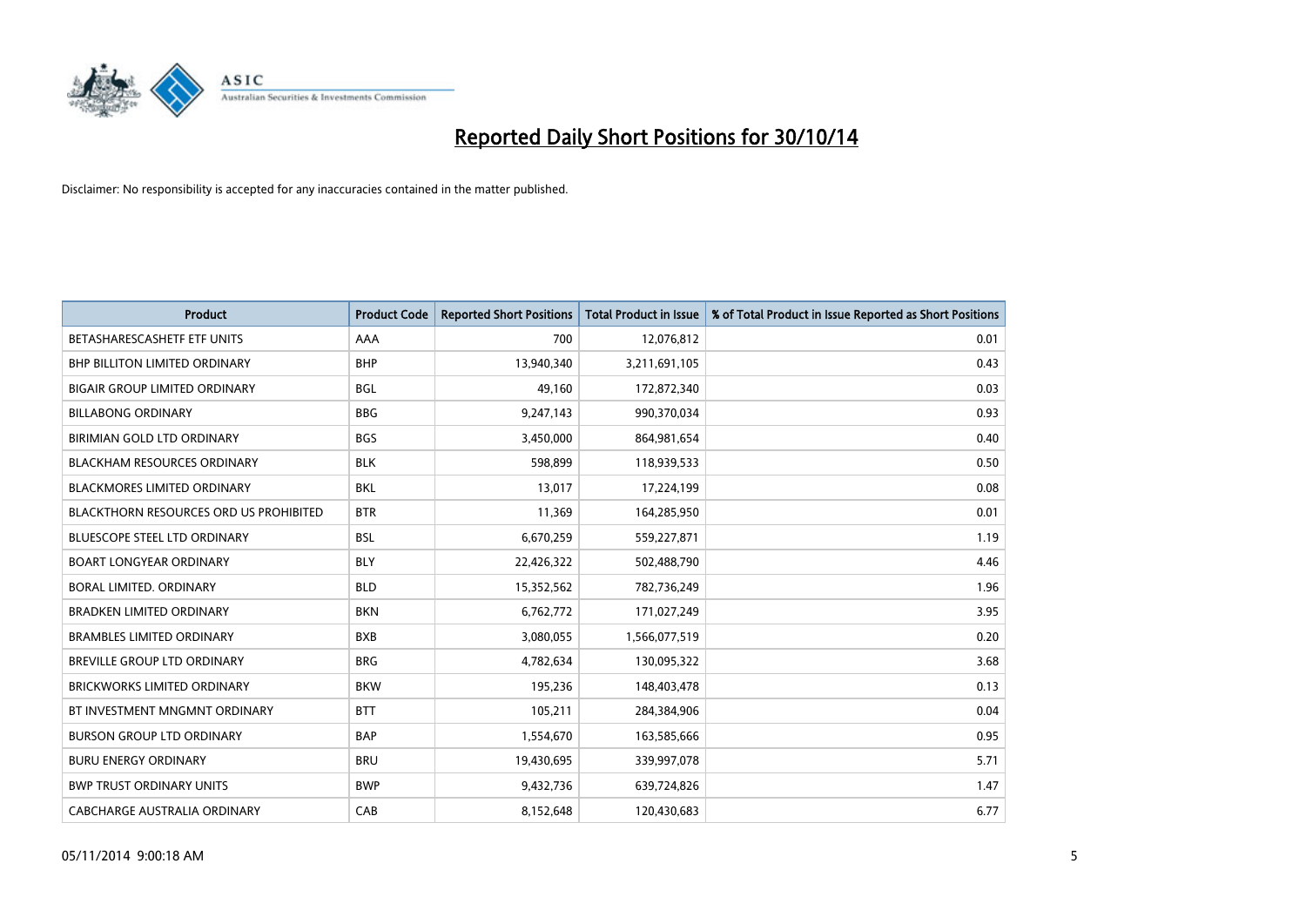# Reported Daily Short Positions for 30/10/14

Disclaimer: No responsibility is accepted for any inaccuracies contained in the matter published.

| Product | Product Code | Reported Short Positions | Total Product in Issue | % of Total Product in Issue Reported as Short Positions |
|---|---|---|---|---|
| BETASHARESCASHETF ETF UNITS | AAA | 700 | 12,076,812 | 0.01 |
| BHP BILLITON LIMITED ORDINARY | BHP | 13,940,340 | 3,211,691,105 | 0.43 |
| BIGAIR GROUP LIMITED ORDINARY | BGL | 49,160 | 172,872,340 | 0.03 |
| BILLABONG ORDINARY | BBG | 9,247,143 | 990,370,034 | 0.93 |
| BIRIMIAN GOLD LTD ORDINARY | BGS | 3,450,000 | 864,981,654 | 0.40 |
| BLACKHAM RESOURCES ORDINARY | BLK | 598,899 | 118,939,533 | 0.50 |
| BLACKMORES LIMITED ORDINARY | BKL | 13,017 | 17,224,199 | 0.08 |
| BLACKTHORN RESOURCES ORD US PROHIBITED | BTR | 11,369 | 164,285,950 | 0.01 |
| BLUESCOPE STEEL LTD ORDINARY | BSL | 6,670,259 | 559,227,871 | 1.19 |
| BOART LONGYEAR ORDINARY | BLY | 22,426,322 | 502,488,790 | 4.46 |
| BORAL LIMITED. ORDINARY | BLD | 15,352,562 | 782,736,249 | 1.96 |
| BRADKEN LIMITED ORDINARY | BKN | 6,762,772 | 171,027,249 | 3.95 |
| BRAMBLES LIMITED ORDINARY | BXB | 3,080,055 | 1,566,077,519 | 0.20 |
| BREVILLE GROUP LTD ORDINARY | BRG | 4,782,634 | 130,095,322 | 3.68 |
| BRICKWORKS LIMITED ORDINARY | BKW | 195,236 | 148,403,478 | 0.13 |
| BT INVESTMENT MNGMNT ORDINARY | BTT | 105,211 | 284,384,906 | 0.04 |
| BURSON GROUP LTD ORDINARY | BAP | 1,554,670 | 163,585,666 | 0.95 |
| BURU ENERGY ORDINARY | BRU | 19,430,695 | 339,997,078 | 5.71 |
| BWP TRUST ORDINARY UNITS | BWP | 9,432,736 | 639,724,826 | 1.47 |
| CABCHARGE AUSTRALIA ORDINARY | CAB | 8,152,648 | 120,430,683 | 6.77 |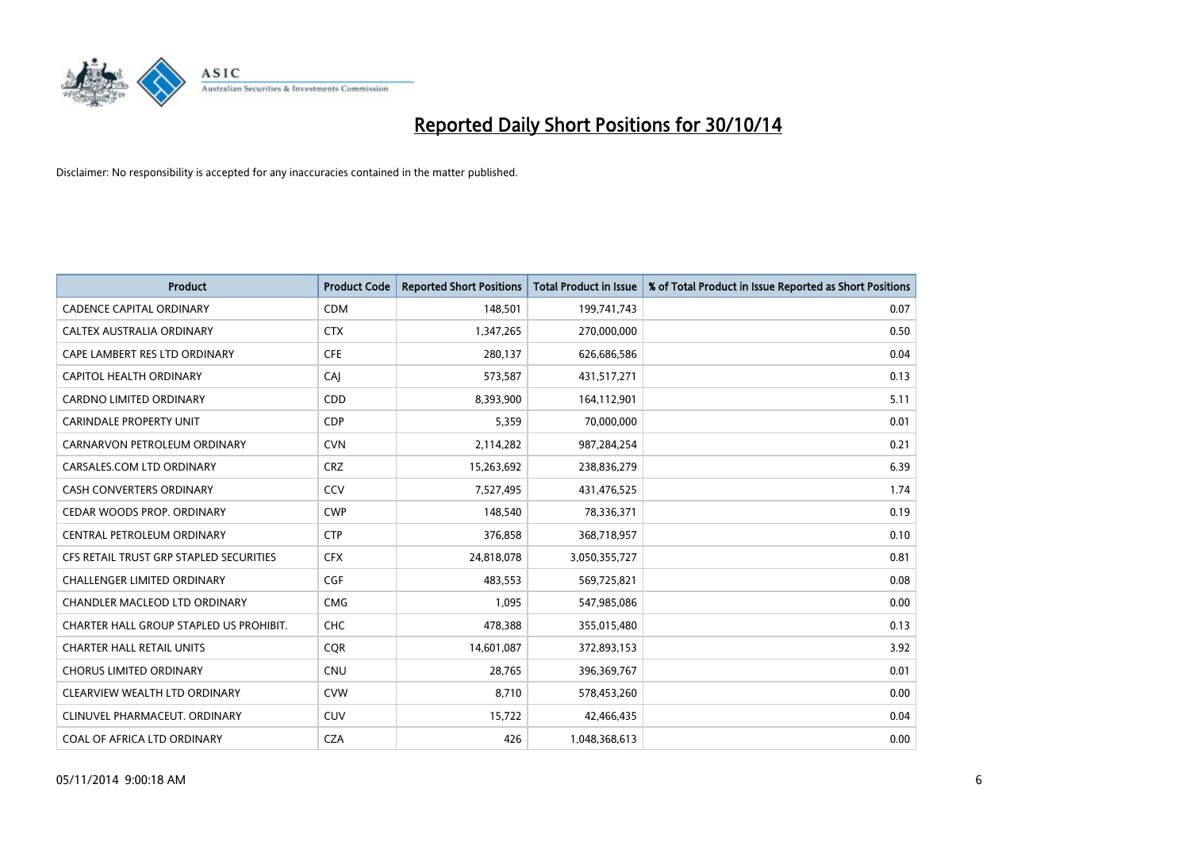# Reported Daily Short Positions for 30/10/14

Disclaimer: No responsibility is accepted for any inaccuracies contained in the matter published.

| Product | Product Code | Reported Short Positions | Total Product in Issue | % of Total Product in Issue Reported as Short Positions |
|---|---|---|---|---|
| CADENCE CAPITAL ORDINARY | CDM | 148,501 | 199,741,743 | 0.07 |
| CALTEX AUSTRALIA ORDINARY | CTX | 1,347,265 | 270,000,000 | 0.50 |
| CAPE LAMBERT RES LTD ORDINARY | CFE | 280,137 | 626,686,586 | 0.04 |
| CAPITOL HEALTH ORDINARY | CAJ | 573,587 | 431,517,271 | 0.13 |
| CARDNO LIMITED ORDINARY | CDD | 8,393,900 | 164,112,901 | 5.11 |
| CARINDALE PROPERTY UNIT | CDP | 5,359 | 70,000,000 | 0.01 |
| CARNARVON PETROLEUM ORDINARY | CVN | 2,114,282 | 987,284,254 | 0.21 |
| CARSALES.COM LTD ORDINARY | CRZ | 15,263,692 | 238,836,279 | 6.39 |
| CASH CONVERTERS ORDINARY | CCV | 7,527,495 | 431,476,525 | 1.74 |
| CEDAR WOODS PROP. ORDINARY | CWP | 148,540 | 78,336,371 | 0.19 |
| CENTRAL PETROLEUM ORDINARY | CTP | 376,858 | 368,718,957 | 0.10 |
| CFS RETAIL TRUST GRP STAPLED SECURITIES | CFX | 24,818,078 | 3,050,355,727 | 0.81 |
| CHALLENGER LIMITED ORDINARY | CGF | 483,553 | 569,725,821 | 0.08 |
| CHANDLER MACLEOD LTD ORDINARY | CMG | 1,095 | 547,985,086 | 0.00 |
| CHARTER HALL GROUP STAPLED US PROHIBIT. | CHC | 478,388 | 355,015,480 | 0.13 |
| CHARTER HALL RETAIL UNITS | CQR | 14,601,087 | 372,893,153 | 3.92 |
| CHORUS LIMITED ORDINARY | CNU | 28,765 | 396,369,767 | 0.01 |
| CLEARVIEW WEALTH LTD ORDINARY | CVW | 8,710 | 578,453,260 | 0.00 |
| CLINUVEL PHARMACEUT. ORDINARY | CUV | 15,722 | 42,466,435 | 0.04 |
| COAL OF AFRICA LTD ORDINARY | CZA | 426 | 1,048,368,613 | 0.00 |

05/11/2014 9:00:18 AM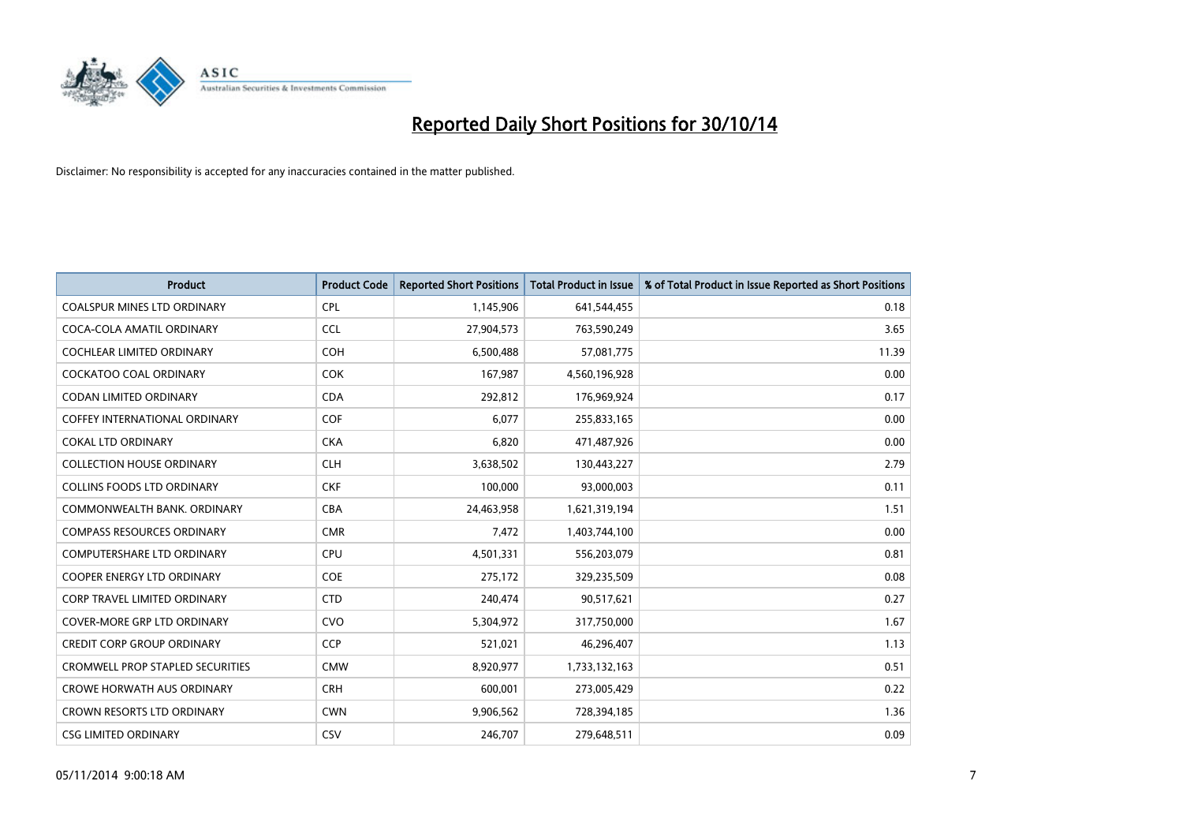# Reported Daily Short Positions for 30/10/14

Disclaimer: No responsibility is accepted for any inaccuracies contained in the matter published.

| Product | Product Code | Reported Short Positions | Total Product in Issue | % of Total Product in Issue Reported as Short Positions |
|---|---|---|---|---|
| COALSPUR MINES LTD ORDINARY | CPL | 1,145,906 | 641,544,455 | 0.18 |
| COCA-COLA AMATIL ORDINARY | CCL | 27,904,573 | 763,590,249 | 3.65 |
| COCHLEAR LIMITED ORDINARY | COH | 6,500,488 | 57,081,775 | 11.39 |
| COCKATOO COAL ORDINARY | COK | 167,987 | 4,560,196,928 | 0.00 |
| CODAN LIMITED ORDINARY | CDA | 292,812 | 176,969,924 | 0.17 |
| COFFEY INTERNATIONAL ORDINARY | COF | 6,077 | 255,833,165 | 0.00 |
| COKAL LTD ORDINARY | CKA | 6,820 | 471,487,926 | 0.00 |
| COLLECTION HOUSE ORDINARY | CLH | 3,638,502 | 130,443,227 | 2.79 |
| COLLINS FOODS LTD ORDINARY | CKF | 100,000 | 93,000,003 | 0.11 |
| COMMONWEALTH BANK. ORDINARY | CBA | 24,463,958 | 1,621,319,194 | 1.51 |
| COMPASS RESOURCES ORDINARY | CMR | 7,472 | 1,403,744,100 | 0.00 |
| COMPUTERSHARE LTD ORDINARY | CPU | 4,501,331 | 556,203,079 | 0.81 |
| COOPER ENERGY LTD ORDINARY | COE | 275,172 | 329,235,509 | 0.08 |
| CORP TRAVEL LIMITED ORDINARY | CTD | 240,474 | 90,517,621 | 0.27 |
| COVER-MORE GRP LTD ORDINARY | CVO | 5,304,972 | 317,750,000 | 1.67 |
| CREDIT CORP GROUP ORDINARY | CCP | 521,021 | 46,296,407 | 1.13 |
| CROMWELL PROP STAPLED SECURITIES | CMW | 8,920,977 | 1,733,132,163 | 0.51 |
| CROWE HORWATH AUS ORDINARY | CRH | 600,001 | 273,005,429 | 0.22 |
| CROWN RESORTS LTD ORDINARY | CWN | 9,906,562 | 728,394,185 | 1.36 |
| CSG LIMITED ORDINARY | CSV | 246,707 | 279,648,511 | 0.09 |

05/11/2014 9:00:18 AM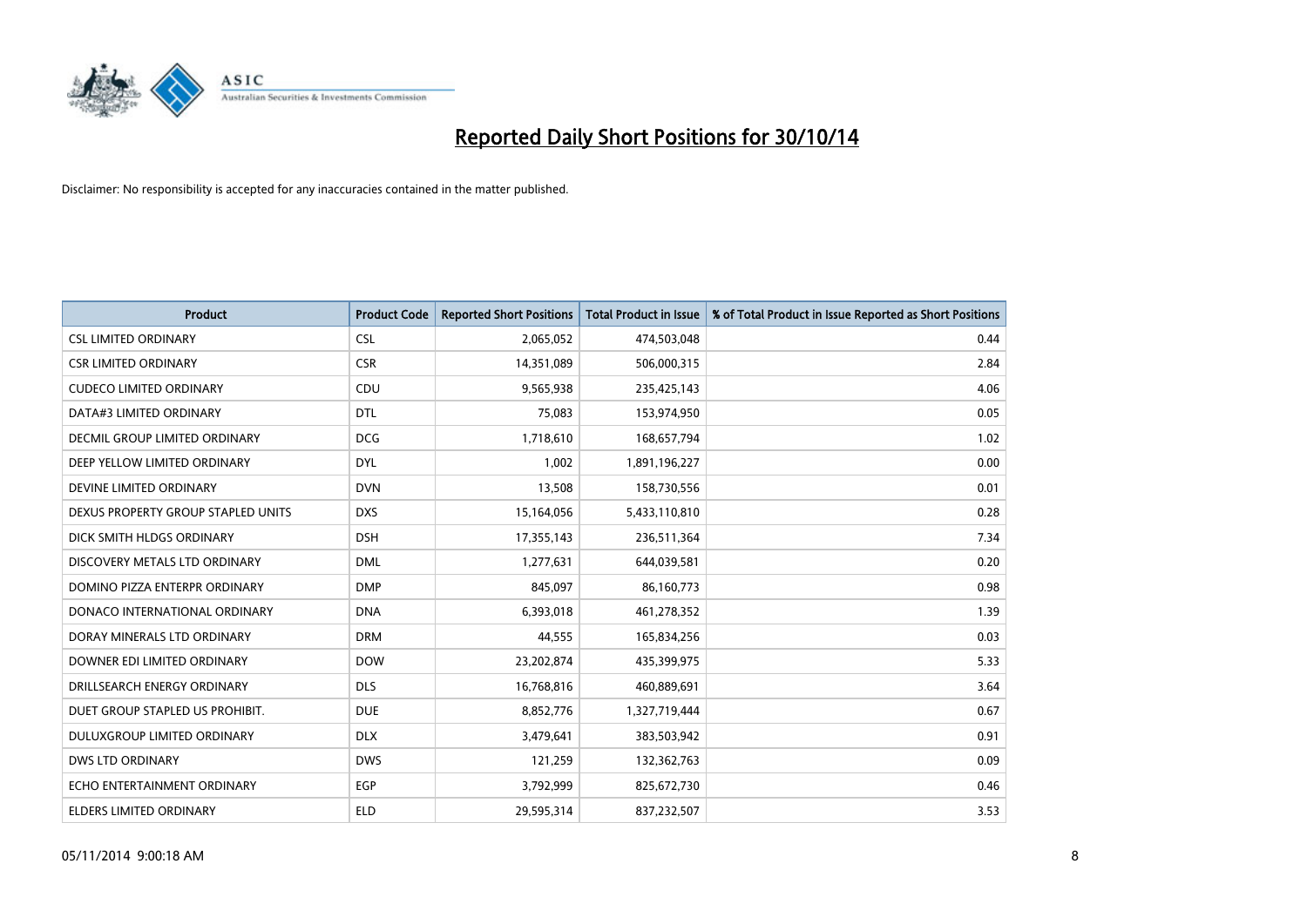# Reported Daily Short Positions for 30/10/14

Disclaimer: No responsibility is accepted for any inaccuracies contained in the matter published.

| Product | Product Code | Reported Short Positions | Total Product in Issue | % of Total Product in Issue Reported as Short Positions |
|---|---|---|---|---|
| CSL LIMITED ORDINARY | CSL | 2,065,052 | 474,503,048 | 0.44 |
| CSR LIMITED ORDINARY | CSR | 14,351,089 | 506,000,315 | 2.84 |
| CUDECO LIMITED ORDINARY | CDU | 9,565,938 | 235,425,143 | 4.06 |
| DATA#3 LIMITED ORDINARY | DTL | 75,083 | 153,974,950 | 0.05 |
| DECMIL GROUP LIMITED ORDINARY | DCG | 1,718,610 | 168,657,794 | 1.02 |
| DEEP YELLOW LIMITED ORDINARY | DYL | 1,002 | 1,891,196,227 | 0.00 |
| DEVINE LIMITED ORDINARY | DVN | 13,508 | 158,730,556 | 0.01 |
| DEXUS PROPERTY GROUP STAPLED UNITS | DXS | 15,164,056 | 5,433,110,810 | 0.28 |
| DICK SMITH HLDGS ORDINARY | DSH | 17,355,143 | 236,511,364 | 7.34 |
| DISCOVERY METALS LTD ORDINARY | DML | 1,277,631 | 644,039,581 | 0.20 |
| DOMINO PIZZA ENTERPR ORDINARY | DMP | 845,097 | 86,160,773 | 0.98 |
| DONACO INTERNATIONAL ORDINARY | DNA | 6,393,018 | 461,278,352 | 1.39 |
| DORAY MINERALS LTD ORDINARY | DRM | 44,555 | 165,834,256 | 0.03 |
| DOWNER EDI LIMITED ORDINARY | DOW | 23,202,874 | 435,399,975 | 5.33 |
| DRILLSEARCH ENERGY ORDINARY | DLS | 16,768,816 | 460,889,691 | 3.64 |
| DUET GROUP STAPLED US PROHIBIT. | DUE | 8,852,776 | 1,327,719,444 | 0.67 |
| DULUXGROUP LIMITED ORDINARY | DLX | 3,479,641 | 383,503,942 | 0.91 |
| DWS LTD ORDINARY | DWS | 121,259 | 132,362,763 | 0.09 |
| ECHO ENTERTAINMENT ORDINARY | EGP | 3,792,999 | 825,672,730 | 0.46 |
| ELDERS LIMITED ORDINARY | ELD | 29,595,314 | 837,232,507 | 3.53 |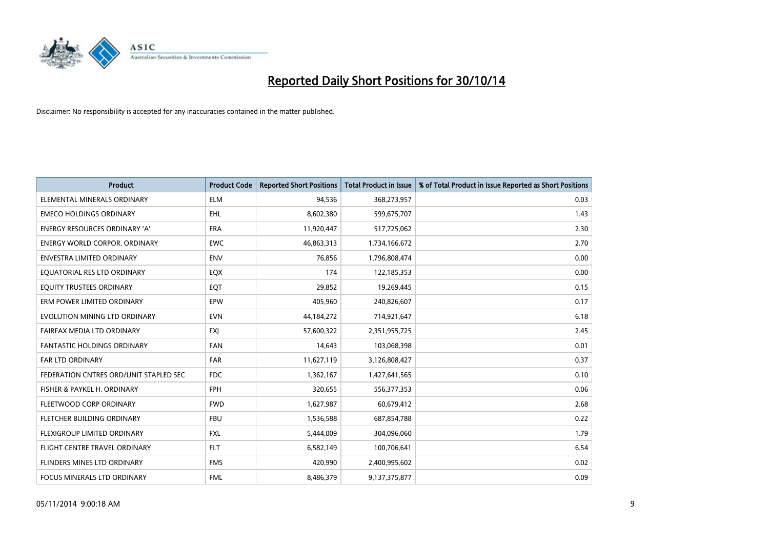# Reported Daily Short Positions for 30/10/14

Disclaimer: No responsibility is accepted for any inaccuracies contained in the matter published.

| Product | Product Code | Reported Short Positions | Total Product in Issue | % of Total Product in Issue Reported as Short Positions |
|---|---|---|---|---|
| ELEMENTAL MINERALS ORDINARY | ELM | 94,536 | 368,273,957 | 0.03 |
| EMECO HOLDINGS ORDINARY | EHL | 8,602,380 | 599,675,707 | 1.43 |
| ENERGY RESOURCES ORDINARY 'A' | ERA | 11,920,447 | 517,725,062 | 2.30 |
| ENERGY WORLD CORPOR. ORDINARY | EWC | 46,863,313 | 1,734,166,672 | 2.70 |
| ENVESTRA LIMITED ORDINARY | ENV | 76,856 | 1,796,808,474 | 0.00 |
| EQUATORIAL RES LTD ORDINARY | EQX | 174 | 122,185,353 | 0.00 |
| EQUITY TRUSTEES ORDINARY | EQT | 29,852 | 19,269,445 | 0.15 |
| ERM POWER LIMITED ORDINARY | EPW | 405,960 | 240,826,607 | 0.17 |
| EVOLUTION MINING LTD ORDINARY | EVN | 44,184,272 | 714,921,647 | 6.18 |
| FAIRFAX MEDIA LTD ORDINARY | FXJ | 57,600,322 | 2,351,955,725 | 2.45 |
| FANTASTIC HOLDINGS ORDINARY | FAN | 14,643 | 103,068,398 | 0.01 |
| FAR LTD ORDINARY | FAR | 11,627,119 | 3,126,808,427 | 0.37 |
| FEDERATION CNTRES ORD/UNIT STAPLED SEC | FDC | 1,362,167 | 1,427,641,565 | 0.10 |
| FISHER & PAYKEL H. ORDINARY | FPH | 320,655 | 556,377,353 | 0.06 |
| FLEETWOOD CORP ORDINARY | FWD | 1,627,987 | 60,679,412 | 2.68 |
| FLETCHER BUILDING ORDINARY | FBU | 1,536,588 | 687,854,788 | 0.22 |
| FLEXIGROUP LIMITED ORDINARY | FXL | 5,444,009 | 304,096,060 | 1.79 |
| FLIGHT CENTRE TRAVEL ORDINARY | FLT | 6,582,149 | 100,706,641 | 6.54 |
| FLINDERS MINES LTD ORDINARY | FMS | 420,990 | 2,400,995,602 | 0.02 |
| FOCUS MINERALS LTD ORDINARY | FML | 8,486,379 | 9,137,375,877 | 0.09 |

05/11/2014 9:00:18 AM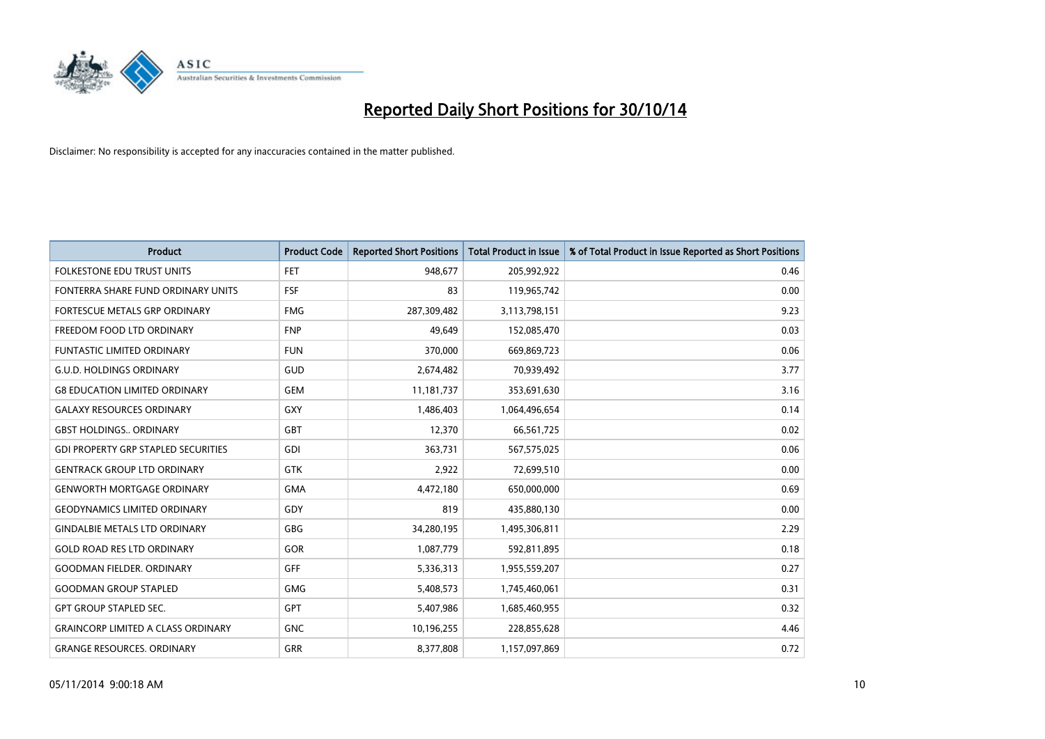# Reported Daily Short Positions for 30/10/14

Disclaimer: No responsibility is accepted for any inaccuracies contained in the matter published.

| Product | Product Code | Reported Short Positions | Total Product in Issue | % of Total Product in Issue Reported as Short Positions |
|---|---|---|---|---|
| FOLKESTONE EDU TRUST UNITS | FET | 948,677 | 205,992,922 | 0.46 |
| FONTERRA SHARE FUND ORDINARY UNITS | FSF | 83 | 119,965,742 | 0.00 |
| FORTESCUE METALS GRP ORDINARY | FMG | 287,309,482 | 3,113,798,151 | 9.23 |
| FREEDOM FOOD LTD ORDINARY | FNP | 49,649 | 152,085,470 | 0.03 |
| FUNTASTIC LIMITED ORDINARY | FUN | 370,000 | 669,869,723 | 0.06 |
| G.U.D. HOLDINGS ORDINARY | GUD | 2,674,482 | 70,939,492 | 3.77 |
| G8 EDUCATION LIMITED ORDINARY | GEM | 11,181,737 | 353,691,630 | 3.16 |
| GALAXY RESOURCES ORDINARY | GXY | 1,486,403 | 1,064,496,654 | 0.14 |
| GBST HOLDINGS.. ORDINARY | GBT | 12,370 | 66,561,725 | 0.02 |
| GDI PROPERTY GRP STAPLED SECURITIES | GDI | 363,731 | 567,575,025 | 0.06 |
| GENTRACK GROUP LTD ORDINARY | GTK | 2,922 | 72,699,510 | 0.00 |
| GENWORTH MORTGAGE ORDINARY | GMA | 4,472,180 | 650,000,000 | 0.69 |
| GEODYNAMICS LIMITED ORDINARY | GDY | 819 | 435,880,130 | 0.00 |
| GINDALBIE METALS LTD ORDINARY | GBG | 34,280,195 | 1,495,306,811 | 2.29 |
| GOLD ROAD RES LTD ORDINARY | GOR | 1,087,779 | 592,811,895 | 0.18 |
| GOODMAN FIELDER. ORDINARY | GFF | 5,336,313 | 1,955,559,207 | 0.27 |
| GOODMAN GROUP STAPLED | GMG | 5,408,573 | 1,745,460,061 | 0.31 |
| GPT GROUP STAPLED SEC. | GPT | 5,407,986 | 1,685,460,955 | 0.32 |
| GRAINCORP LIMITED A CLASS ORDINARY | GNC | 10,196,255 | 228,855,628 | 4.46 |
| GRANGE RESOURCES. ORDINARY | GRR | 8,377,808 | 1,157,097,869 | 0.72 |

05/11/2014 9:00:18 AM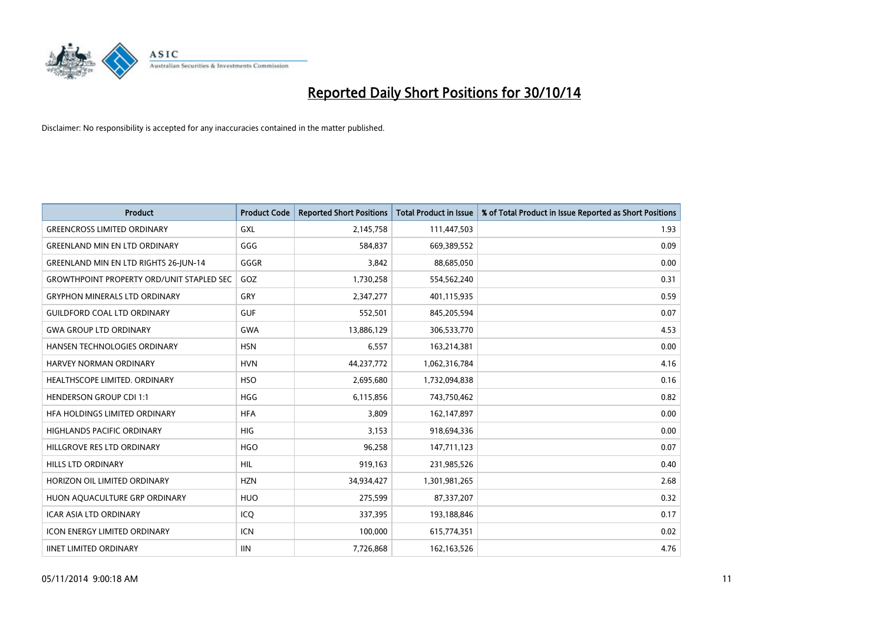# Reported Daily Short Positions for 30/10/14

Disclaimer: No responsibility is accepted for any inaccuracies contained in the matter published.

| Product | Product Code | Reported Short Positions | Total Product in Issue | % of Total Product in Issue Reported as Short Positions |
|---|---|---|---|---|
| GREENCROSS LIMITED ORDINARY | GXL | 2,145,758 | 111,447,503 | 1.93 |
| GREENLAND MIN EN LTD ORDINARY | GGG | 584,837 | 669,389,552 | 0.09 |
| GREENLAND MIN EN LTD RIGHTS 26-JUN-14 | GGGR | 3,842 | 88,685,050 | 0.00 |
| GROWTHPOINT PROPERTY ORD/UNIT STAPLED SEC | GOZ | 1,730,258 | 554,562,240 | 0.31 |
| GRYPHON MINERALS LTD ORDINARY | GRY | 2,347,277 | 401,115,935 | 0.59 |
| GUILDFORD COAL LTD ORDINARY | GUF | 552,501 | 845,205,594 | 0.07 |
| GWA GROUP LTD ORDINARY | GWA | 13,886,129 | 306,533,770 | 4.53 |
| HANSEN TECHNOLOGIES ORDINARY | HSN | 6,557 | 163,214,381 | 0.00 |
| HARVEY NORMAN ORDINARY | HVN | 44,237,772 | 1,062,316,784 | 4.16 |
| HEALTHSCOPE LIMITED. ORDINARY | HSO | 2,695,680 | 1,732,094,838 | 0.16 |
| HENDERSON GROUP CDI 1:1 | HGG | 6,115,856 | 743,750,462 | 0.82 |
| HFA HOLDINGS LIMITED ORDINARY | HFA | 3,809 | 162,147,897 | 0.00 |
| HIGHLANDS PACIFIC ORDINARY | HIG | 3,153 | 918,694,336 | 0.00 |
| HILLGROVE RES LTD ORDINARY | HGO | 96,258 | 147,711,123 | 0.07 |
| HILLS LTD ORDINARY | HIL | 919,163 | 231,985,526 | 0.40 |
| HORIZON OIL LIMITED ORDINARY | HZN | 34,934,427 | 1,301,981,265 | 2.68 |
| HUON AQUACULTURE GRP ORDINARY | HUO | 275,599 | 87,337,207 | 0.32 |
| ICAR ASIA LTD ORDINARY | ICQ | 337,395 | 193,188,846 | 0.17 |
| ICON ENERGY LIMITED ORDINARY | ICN | 100,000 | 615,774,351 | 0.02 |
| IINET LIMITED ORDINARY | IIN | 7,726,868 | 162,163,526 | 4.76 |

05/11/2014 9:00:18 AM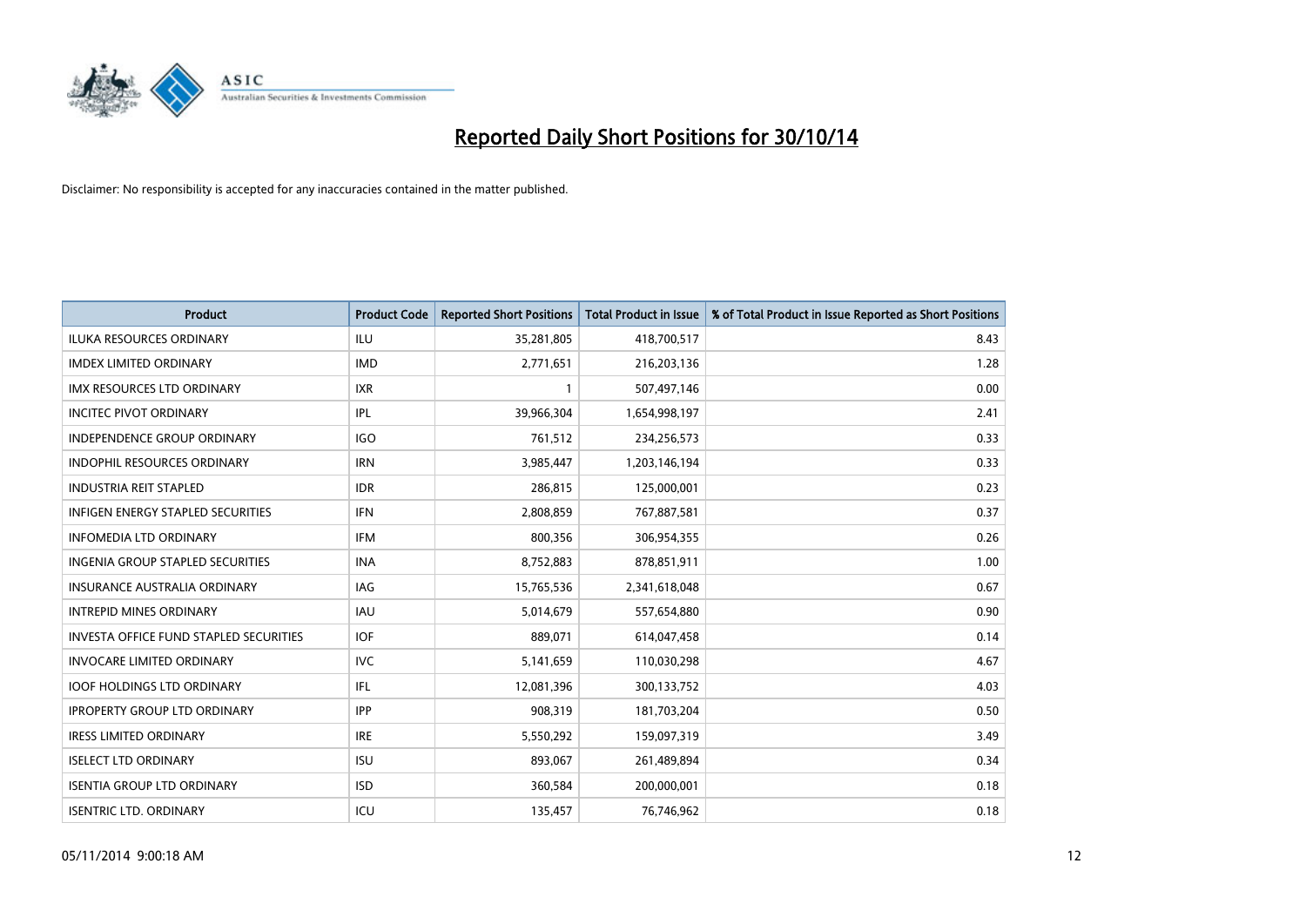# Reported Daily Short Positions for 30/10/14

Disclaimer: No responsibility is accepted for any inaccuracies contained in the matter published.

| Product | Product Code | Reported Short Positions | Total Product in Issue | % of Total Product in Issue Reported as Short Positions |
|---|---|---|---|---|
| ILUKA RESOURCES ORDINARY | ILU | 35,281,805 | 418,700,517 | 8.43 |
| IMDEX LIMITED ORDINARY | IMD | 2,771,651 | 216,203,136 | 1.28 |
| IMX RESOURCES LTD ORDINARY | IXR | 1 | 507,497,146 | 0.00 |
| INCITEC PIVOT ORDINARY | IPL | 39,966,304 | 1,654,998,197 | 2.41 |
| INDEPENDENCE GROUP ORDINARY | IGO | 761,512 | 234,256,573 | 0.33 |
| INDOPHIL RESOURCES ORDINARY | IRN | 3,985,447 | 1,203,146,194 | 0.33 |
| INDUSTRIA REIT STAPLED | IDR | 286,815 | 125,000,001 | 0.23 |
| INFIGEN ENERGY STAPLED SECURITIES | IFN | 2,808,859 | 767,887,581 | 0.37 |
| INFOMEDIA LTD ORDINARY | IFM | 800,356 | 306,954,355 | 0.26 |
| INGENIA GROUP STAPLED SECURITIES | INA | 8,752,883 | 878,851,911 | 1.00 |
| INSURANCE AUSTRALIA ORDINARY | IAG | 15,765,536 | 2,341,618,048 | 0.67 |
| INTREPID MINES ORDINARY | IAU | 5,014,679 | 557,654,880 | 0.90 |
| INVESTA OFFICE FUND STAPLED SECURITIES | IOF | 889,071 | 614,047,458 | 0.14 |
| INVOCARE LIMITED ORDINARY | IVC | 5,141,659 | 110,030,298 | 4.67 |
| IOOF HOLDINGS LTD ORDINARY | IFL | 12,081,396 | 300,133,752 | 4.03 |
| IPROPERTY GROUP LTD ORDINARY | IPP | 908,319 | 181,703,204 | 0.50 |
| IRESS LIMITED ORDINARY | IRE | 5,550,292 | 159,097,319 | 3.49 |
| ISELECT LTD ORDINARY | ISU | 893,067 | 261,489,894 | 0.34 |
| ISENTIA GROUP LTD ORDINARY | ISD | 360,584 | 200,000,001 | 0.18 |
| ISENTRIC LTD. ORDINARY | ICU | 135,457 | 76,746,962 | 0.18 |

05/11/2014 9:00:18 AM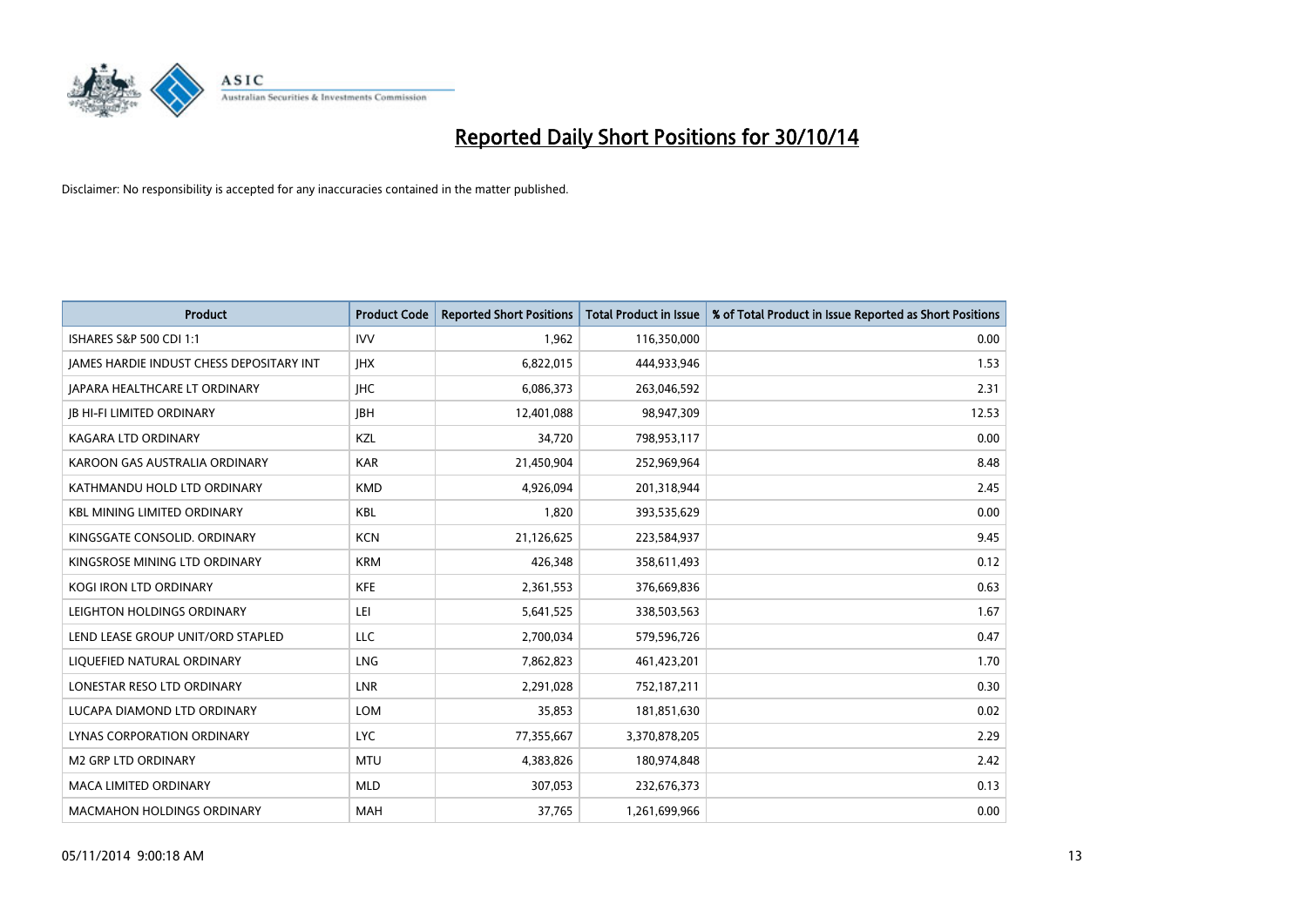# Reported Daily Short Positions for 30/10/14

Disclaimer: No responsibility is accepted for any inaccuracies contained in the matter published.

| Product | Product Code | Reported Short Positions | Total Product in Issue | % of Total Product in Issue Reported as Short Positions |
|---|---|---|---|---|
| ISHARES S&P 500 CDI 1:1 | IVV | 1,962 | 116,350,000 | 0.00 |
| JAMES HARDIE INDUST CHESS DEPOSITARY INT | JHX | 6,822,015 | 444,933,946 | 1.53 |
| JAPARA HEALTHCARE LT ORDINARY | JHC | 6,086,373 | 263,046,592 | 2.31 |
| JB HI-FI LIMITED ORDINARY | JBH | 12,401,088 | 98,947,309 | 12.53 |
| KAGARA LTD ORDINARY | KZL | 34,720 | 798,953,117 | 0.00 |
| KAROON GAS AUSTRALIA ORDINARY | KAR | 21,450,904 | 252,969,964 | 8.48 |
| KATHMANDU HOLD LTD ORDINARY | KMD | 4,926,094 | 201,318,944 | 2.45 |
| KBL MINING LIMITED ORDINARY | KBL | 1,820 | 393,535,629 | 0.00 |
| KINGSGATE CONSOLID. ORDINARY | KCN | 21,126,625 | 223,584,937 | 9.45 |
| KINGSROSE MINING LTD ORDINARY | KRM | 426,348 | 358,611,493 | 0.12 |
| KOGI IRON LTD ORDINARY | KFE | 2,361,553 | 376,669,836 | 0.63 |
| LEIGHTON HOLDINGS ORDINARY | LEI | 5,641,525 | 338,503,563 | 1.67 |
| LEND LEASE GROUP UNIT/ORD STAPLED | LLC | 2,700,034 | 579,596,726 | 0.47 |
| LIQUEFIED NATURAL ORDINARY | LNG | 7,862,823 | 461,423,201 | 1.70 |
| LONESTAR RESO LTD ORDINARY | LNR | 2,291,028 | 752,187,211 | 0.30 |
| LUCAPA DIAMOND LTD ORDINARY | LOM | 35,853 | 181,851,630 | 0.02 |
| LYNAS CORPORATION ORDINARY | LYC | 77,355,667 | 3,370,878,205 | 2.29 |
| M2 GRP LTD ORDINARY | MTU | 4,383,826 | 180,974,848 | 2.42 |
| MACA LIMITED ORDINARY | MLD | 307,053 | 232,676,373 | 0.13 |
| MACMAHON HOLDINGS ORDINARY | MAH | 37,765 | 1,261,699,966 | 0.00 |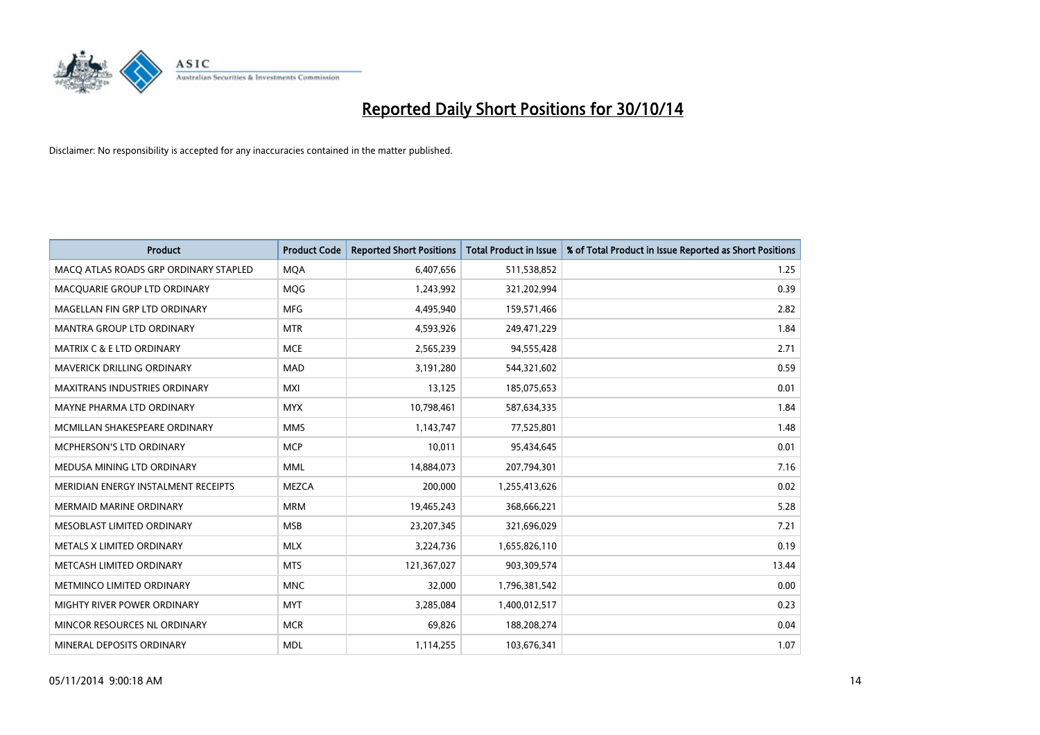# Reported Daily Short Positions for 30/10/14

Disclaimer: No responsibility is accepted for any inaccuracies contained in the matter published.

| Product | Product Code | Reported Short Positions | Total Product in Issue | % of Total Product in Issue Reported as Short Positions |
|---|---|---|---|---|
| MACQ ATLAS ROADS GRP ORDINARY STAPLED | MQA | 6,407,656 | 511,538,852 | 1.25 |
| MACQUARIE GROUP LTD ORDINARY | MQG | 1,243,992 | 321,202,994 | 0.39 |
| MAGELLAN FIN GRP LTD ORDINARY | MFG | 4,495,940 | 159,571,466 | 2.82 |
| MANTRA GROUP LTD ORDINARY | MTR | 4,593,926 | 249,471,229 | 1.84 |
| MATRIX C & E LTD ORDINARY | MCE | 2,565,239 | 94,555,428 | 2.71 |
| MAVERICK DRILLING ORDINARY | MAD | 3,191,280 | 544,321,602 | 0.59 |
| MAXITRANS INDUSTRIES ORDINARY | MXI | 13,125 | 185,075,653 | 0.01 |
| MAYNE PHARMA LTD ORDINARY | MYX | 10,798,461 | 587,634,335 | 1.84 |
| MCMILLAN SHAKESPEARE ORDINARY | MMS | 1,143,747 | 77,525,801 | 1.48 |
| MCPHERSON'S LTD ORDINARY | MCP | 10,011 | 95,434,645 | 0.01 |
| MEDUSA MINING LTD ORDINARY | MML | 14,884,073 | 207,794,301 | 7.16 |
| MERIDIAN ENERGY INSTALMENT RECEIPTS | MEZCA | 200,000 | 1,255,413,626 | 0.02 |
| MERMAID MARINE ORDINARY | MRM | 19,465,243 | 368,666,221 | 5.28 |
| MESOBLAST LIMITED ORDINARY | MSB | 23,207,345 | 321,696,029 | 7.21 |
| METALS X LIMITED ORDINARY | MLX | 3,224,736 | 1,655,826,110 | 0.19 |
| METCASH LIMITED ORDINARY | MTS | 121,367,027 | 903,309,574 | 13.44 |
| METMINCO LIMITED ORDINARY | MNC | 32,000 | 1,796,381,542 | 0.00 |
| MIGHTY RIVER POWER ORDINARY | MYT | 3,285,084 | 1,400,012,517 | 0.23 |
| MINCOR RESOURCES NL ORDINARY | MCR | 69,826 | 188,208,274 | 0.04 |
| MINERAL DEPOSITS ORDINARY | MDL | 1,114,255 | 103,676,341 | 1.07 |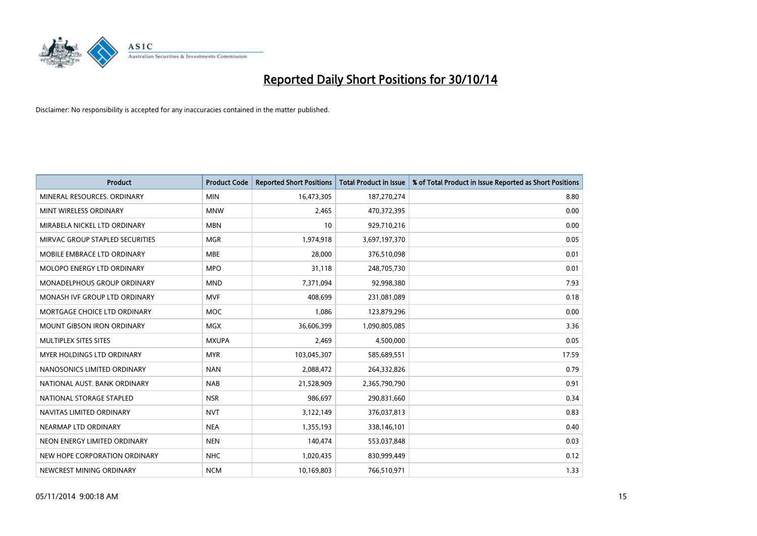# Reported Daily Short Positions for 30/10/14

Disclaimer: No responsibility is accepted for any inaccuracies contained in the matter published.

| Product | Product Code | Reported Short Positions | Total Product in Issue | % of Total Product in Issue Reported as Short Positions |
|---|---|---|---|---|
| MINERAL RESOURCES. ORDINARY | MIN | 16,473,305 | 187,270,274 | 8.80 |
| MINT WIRELESS ORDINARY | MNW | 2,465 | 470,372,395 | 0.00 |
| MIRABELA NICKEL LTD ORDINARY | MBN | 10 | 929,710,216 | 0.00 |
| MIRVAC GROUP STAPLED SECURITIES | MGR | 1,974,918 | 3,697,197,370 | 0.05 |
| MOBILE EMBRACE LTD ORDINARY | MBE | 28,000 | 376,510,098 | 0.01 |
| MOLOPO ENERGY LTD ORDINARY | MPO | 31,118 | 248,705,730 | 0.01 |
| MONADELPHOUS GROUP ORDINARY | MND | 7,371,094 | 92,998,380 | 7.93 |
| MONASH IVF GROUP LTD ORDINARY | MVF | 408,699 | 231,081,089 | 0.18 |
| MORTGAGE CHOICE LTD ORDINARY | MOC | 1,086 | 123,879,296 | 0.00 |
| MOUNT GIBSON IRON ORDINARY | MGX | 36,606,399 | 1,090,805,085 | 3.36 |
| MULTIPLEX SITES SITES | MXUPA | 2,469 | 4,500,000 | 0.05 |
| MYER HOLDINGS LTD ORDINARY | MYR | 103,045,307 | 585,689,551 | 17.59 |
| NANOSONICS LIMITED ORDINARY | NAN | 2,088,472 | 264,332,826 | 0.79 |
| NATIONAL AUST. BANK ORDINARY | NAB | 21,528,909 | 2,365,790,790 | 0.91 |
| NATIONAL STORAGE STAPLED | NSR | 986,697 | 290,831,660 | 0.34 |
| NAVITAS LIMITED ORDINARY | NVT | 3,122,149 | 376,037,813 | 0.83 |
| NEARMAP LTD ORDINARY | NEA | 1,355,193 | 338,146,101 | 0.40 |
| NEON ENERGY LIMITED ORDINARY | NEN | 140,474 | 553,037,848 | 0.03 |
| NEW HOPE CORPORATION ORDINARY | NHC | 1,020,435 | 830,999,449 | 0.12 |
| NEWCREST MINING ORDINARY | NCM | 10,169,803 | 766,510,971 | 1.33 |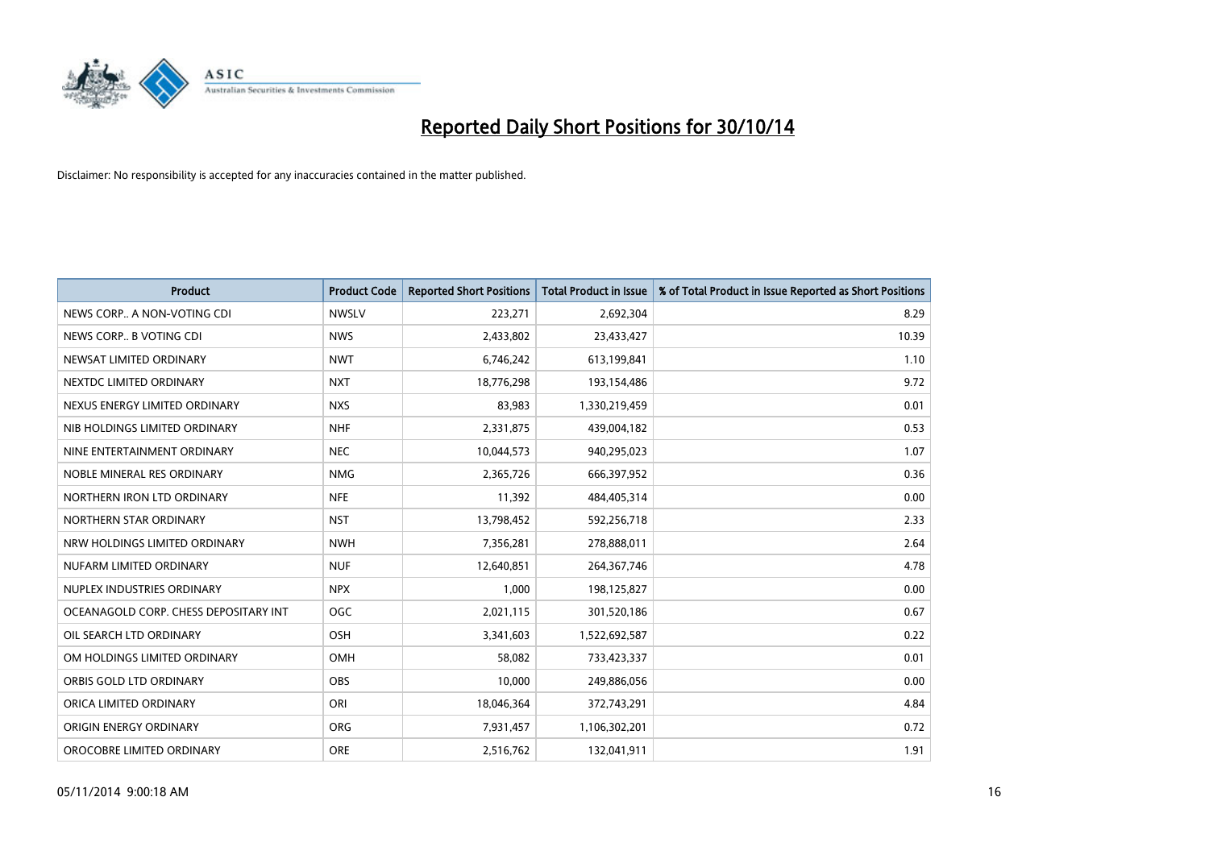# Reported Daily Short Positions for 30/10/14

Disclaimer: No responsibility is accepted for any inaccuracies contained in the matter published.

| Product | Product Code | Reported Short Positions | Total Product in Issue | % of Total Product in Issue Reported as Short Positions |
|---|---|---|---|---|
| NEWS CORP.. A NON-VOTING CDI | NWSLV | 223,271 | 2,692,304 | 8.29 |
| NEWS CORP.. B VOTING CDI | NWS | 2,433,802 | 23,433,427 | 10.39 |
| NEWSAT LIMITED ORDINARY | NWT | 6,746,242 | 613,199,841 | 1.10 |
| NEXTDC LIMITED ORDINARY | NXT | 18,776,298 | 193,154,486 | 9.72 |
| NEXUS ENERGY LIMITED ORDINARY | NXS | 83,983 | 1,330,219,459 | 0.01 |
| NIB HOLDINGS LIMITED ORDINARY | NHF | 2,331,875 | 439,004,182 | 0.53 |
| NINE ENTERTAINMENT ORDINARY | NEC | 10,044,573 | 940,295,023 | 1.07 |
| NOBLE MINERAL RES ORDINARY | NMG | 2,365,726 | 666,397,952 | 0.36 |
| NORTHERN IRON LTD ORDINARY | NFE | 11,392 | 484,405,314 | 0.00 |
| NORTHERN STAR ORDINARY | NST | 13,798,452 | 592,256,718 | 2.33 |
| NRW HOLDINGS LIMITED ORDINARY | NWH | 7,356,281 | 278,888,011 | 2.64 |
| NUFARM LIMITED ORDINARY | NUF | 12,640,851 | 264,367,746 | 4.78 |
| NUPLEX INDUSTRIES ORDINARY | NPX | 1,000 | 198,125,827 | 0.00 |
| OCEANAGOLD CORP. CHESS DEPOSITARY INT | OGC | 2,021,115 | 301,520,186 | 0.67 |
| OIL SEARCH LTD ORDINARY | OSH | 3,341,603 | 1,522,692,587 | 0.22 |
| OM HOLDINGS LIMITED ORDINARY | OMH | 58,082 | 733,423,337 | 0.01 |
| ORBIS GOLD LTD ORDINARY | OBS | 10,000 | 249,886,056 | 0.00 |
| ORICA LIMITED ORDINARY | ORI | 18,046,364 | 372,743,291 | 4.84 |
| ORIGIN ENERGY ORDINARY | ORG | 7,931,457 | 1,106,302,201 | 0.72 |
| OROCOBRE LIMITED ORDINARY | ORE | 2,516,762 | 132,041,911 | 1.91 |

05/11/2014 9:00:18 AM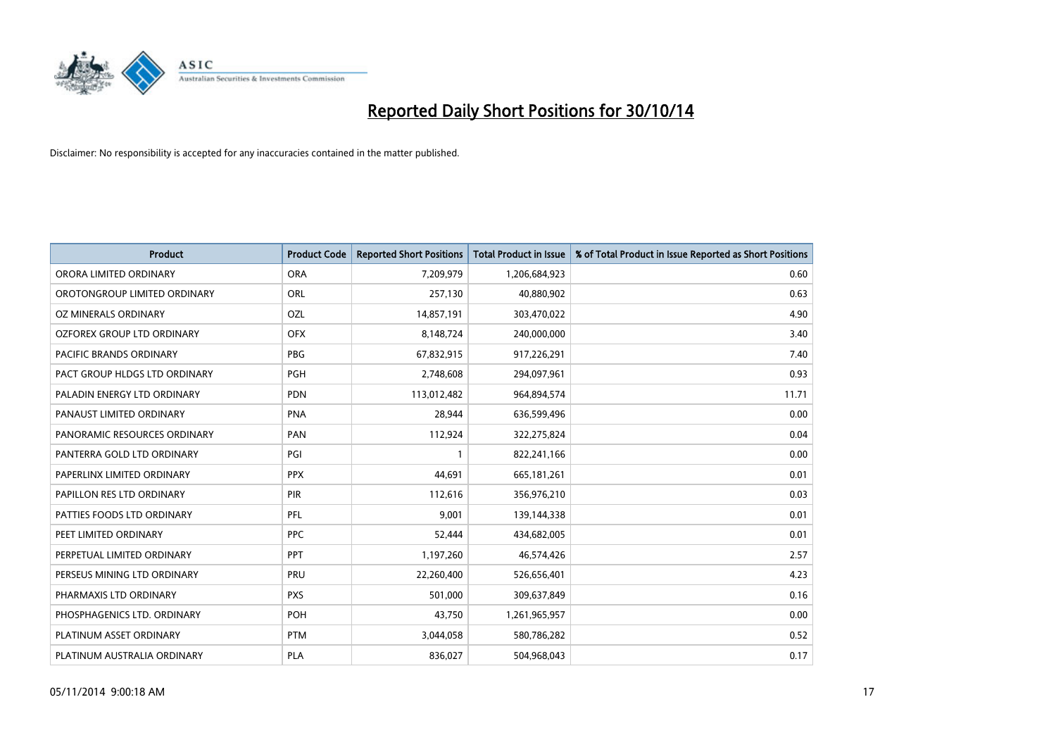# Reported Daily Short Positions for 30/10/14

Disclaimer: No responsibility is accepted for any inaccuracies contained in the matter published.

| Product | Product Code | Reported Short Positions | Total Product in Issue | % of Total Product in Issue Reported as Short Positions |
|---|---|---|---|---|
| ORORA LIMITED ORDINARY | ORA | 7,209,979 | 1,206,684,923 | 0.60 |
| OROTONGROUP LIMITED ORDINARY | ORL | 257,130 | 40,880,902 | 0.63 |
| OZ MINERALS ORDINARY | OZL | 14,857,191 | 303,470,022 | 4.90 |
| OZFOREX GROUP LTD ORDINARY | OFX | 8,148,724 | 240,000,000 | 3.40 |
| PACIFIC BRANDS ORDINARY | PBG | 67,832,915 | 917,226,291 | 7.40 |
| PACT GROUP HLDGS LTD ORDINARY | PGH | 2,748,608 | 294,097,961 | 0.93 |
| PALADIN ENERGY LTD ORDINARY | PDN | 113,012,482 | 964,894,574 | 11.71 |
| PANAUST LIMITED ORDINARY | PNA | 28,944 | 636,599,496 | 0.00 |
| PANORAMIC RESOURCES ORDINARY | PAN | 112,924 | 322,275,824 | 0.04 |
| PANTERRA GOLD LTD ORDINARY | PGI | 1 | 822,241,166 | 0.00 |
| PAPERLINX LIMITED ORDINARY | PPX | 44,691 | 665,181,261 | 0.01 |
| PAPILLON RES LTD ORDINARY | PIR | 112,616 | 356,976,210 | 0.03 |
| PATTIES FOODS LTD ORDINARY | PFL | 9,001 | 139,144,338 | 0.01 |
| PEET LIMITED ORDINARY | PPC | 52,444 | 434,682,005 | 0.01 |
| PERPETUAL LIMITED ORDINARY | PPT | 1,197,260 | 46,574,426 | 2.57 |
| PERSEUS MINING LTD ORDINARY | PRU | 22,260,400 | 526,656,401 | 4.23 |
| PHARMAXIS LTD ORDINARY | PXS | 501,000 | 309,637,849 | 0.16 |
| PHOSPHAGENICS LTD. ORDINARY | POH | 43,750 | 1,261,965,957 | 0.00 |
| PLATINUM ASSET ORDINARY | PTM | 3,044,058 | 580,786,282 | 0.52 |
| PLATINUM AUSTRALIA ORDINARY | PLA | 836,027 | 504,968,043 | 0.17 |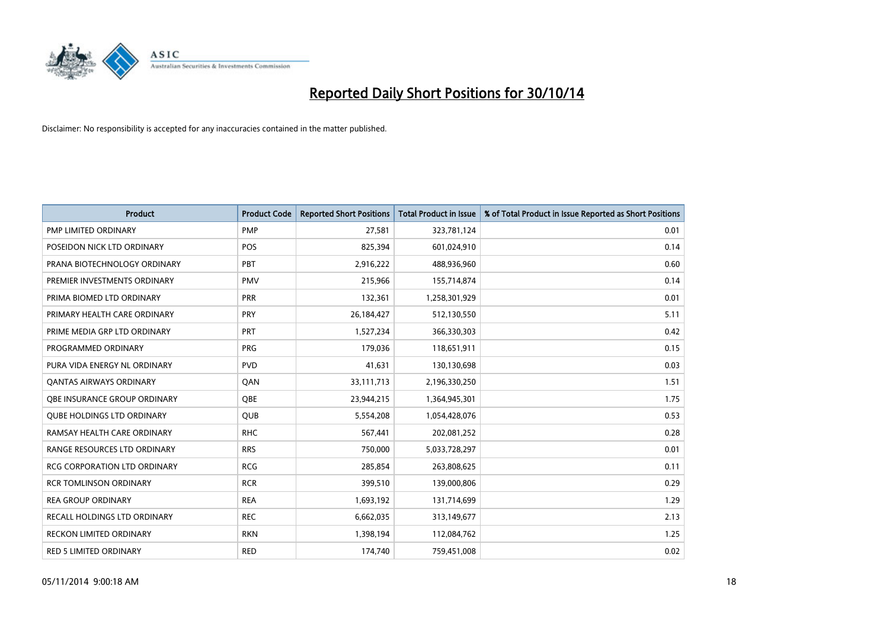# Reported Daily Short Positions for 30/10/14

Disclaimer: No responsibility is accepted for any inaccuracies contained in the matter published.

| Product | Product Code | Reported Short Positions | Total Product in Issue | % of Total Product in Issue Reported as Short Positions |
|---|---|---|---|---|
| PMP LIMITED ORDINARY | PMP | 27,581 | 323,781,124 | 0.01 |
| POSEIDON NICK LTD ORDINARY | POS | 825,394 | 601,024,910 | 0.14 |
| PRANA BIOTECHNOLOGY ORDINARY | PBT | 2,916,222 | 488,936,960 | 0.60 |
| PREMIER INVESTMENTS ORDINARY | PMV | 215,966 | 155,714,874 | 0.14 |
| PRIMA BIOMED LTD ORDINARY | PRR | 132,361 | 1,258,301,929 | 0.01 |
| PRIMARY HEALTH CARE ORDINARY | PRY | 26,184,427 | 512,130,550 | 5.11 |
| PRIME MEDIA GRP LTD ORDINARY | PRT | 1,527,234 | 366,330,303 | 0.42 |
| PROGRAMMED ORDINARY | PRG | 179,036 | 118,651,911 | 0.15 |
| PURA VIDA ENERGY NL ORDINARY | PVD | 41,631 | 130,130,698 | 0.03 |
| QANTAS AIRWAYS ORDINARY | QAN | 33,111,713 | 2,196,330,250 | 1.51 |
| QBE INSURANCE GROUP ORDINARY | QBE | 23,944,215 | 1,364,945,301 | 1.75 |
| QUBE HOLDINGS LTD ORDINARY | QUB | 5,554,208 | 1,054,428,076 | 0.53 |
| RAMSAY HEALTH CARE ORDINARY | RHC | 567,441 | 202,081,252 | 0.28 |
| RANGE RESOURCES LTD ORDINARY | RRS | 750,000 | 5,033,728,297 | 0.01 |
| RCG CORPORATION LTD ORDINARY | RCG | 285,854 | 263,808,625 | 0.11 |
| RCR TOMLINSON ORDINARY | RCR | 399,510 | 139,000,806 | 0.29 |
| REA GROUP ORDINARY | REA | 1,693,192 | 131,714,699 | 1.29 |
| RECALL HOLDINGS LTD ORDINARY | REC | 6,662,035 | 313,149,677 | 2.13 |
| RECKON LIMITED ORDINARY | RKN | 1,398,194 | 112,084,762 | 1.25 |
| RED 5 LIMITED ORDINARY | RED | 174,740 | 759,451,008 | 0.02 |

05/11/2014 9:00:18 AM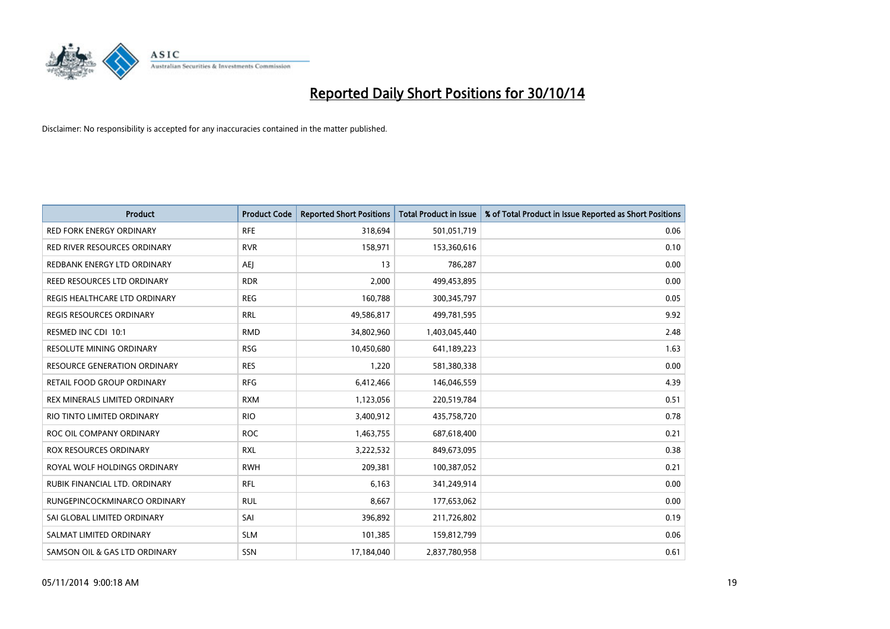# Reported Daily Short Positions for 30/10/14

Disclaimer: No responsibility is accepted for any inaccuracies contained in the matter published.

| Product | Product Code | Reported Short Positions | Total Product in Issue | % of Total Product in Issue Reported as Short Positions |
|---|---|---|---|---|
| RED FORK ENERGY ORDINARY | RFE | 318,694 | 501,051,719 | 0.06 |
| RED RIVER RESOURCES ORDINARY | RVR | 158,971 | 153,360,616 | 0.10 |
| REDBANK ENERGY LTD ORDINARY | AEJ | 13 | 786,287 | 0.00 |
| REED RESOURCES LTD ORDINARY | RDR | 2,000 | 499,453,895 | 0.00 |
| REGIS HEALTHCARE LTD ORDINARY | REG | 160,788 | 300,345,797 | 0.05 |
| REGIS RESOURCES ORDINARY | RRL | 49,586,817 | 499,781,595 | 9.92 |
| RESMED INC CDI 10:1 | RMD | 34,802,960 | 1,403,045,440 | 2.48 |
| RESOLUTE MINING ORDINARY | RSG | 10,450,680 | 641,189,223 | 1.63 |
| RESOURCE GENERATION ORDINARY | RES | 1,220 | 581,380,338 | 0.00 |
| RETAIL FOOD GROUP ORDINARY | RFG | 6,412,466 | 146,046,559 | 4.39 |
| REX MINERALS LIMITED ORDINARY | RXM | 1,123,056 | 220,519,784 | 0.51 |
| RIO TINTO LIMITED ORDINARY | RIO | 3,400,912 | 435,758,720 | 0.78 |
| ROC OIL COMPANY ORDINARY | ROC | 1,463,755 | 687,618,400 | 0.21 |
| ROX RESOURCES ORDINARY | RXL | 3,222,532 | 849,673,095 | 0.38 |
| ROYAL WOLF HOLDINGS ORDINARY | RWH | 209,381 | 100,387,052 | 0.21 |
| RUBIK FINANCIAL LTD. ORDINARY | RFL | 6,163 | 341,249,914 | 0.00 |
| RUNGEPINCOCKMINARCO ORDINARY | RUL | 8,667 | 177,653,062 | 0.00 |
| SAI GLOBAL LIMITED ORDINARY | SAI | 396,892 | 211,726,802 | 0.19 |
| SALMAT LIMITED ORDINARY | SLM | 101,385 | 159,812,799 | 0.06 |
| SAMSON OIL & GAS LTD ORDINARY | SSN | 17,184,040 | 2,837,780,958 | 0.61 |

05/11/2014 9:00:18 AM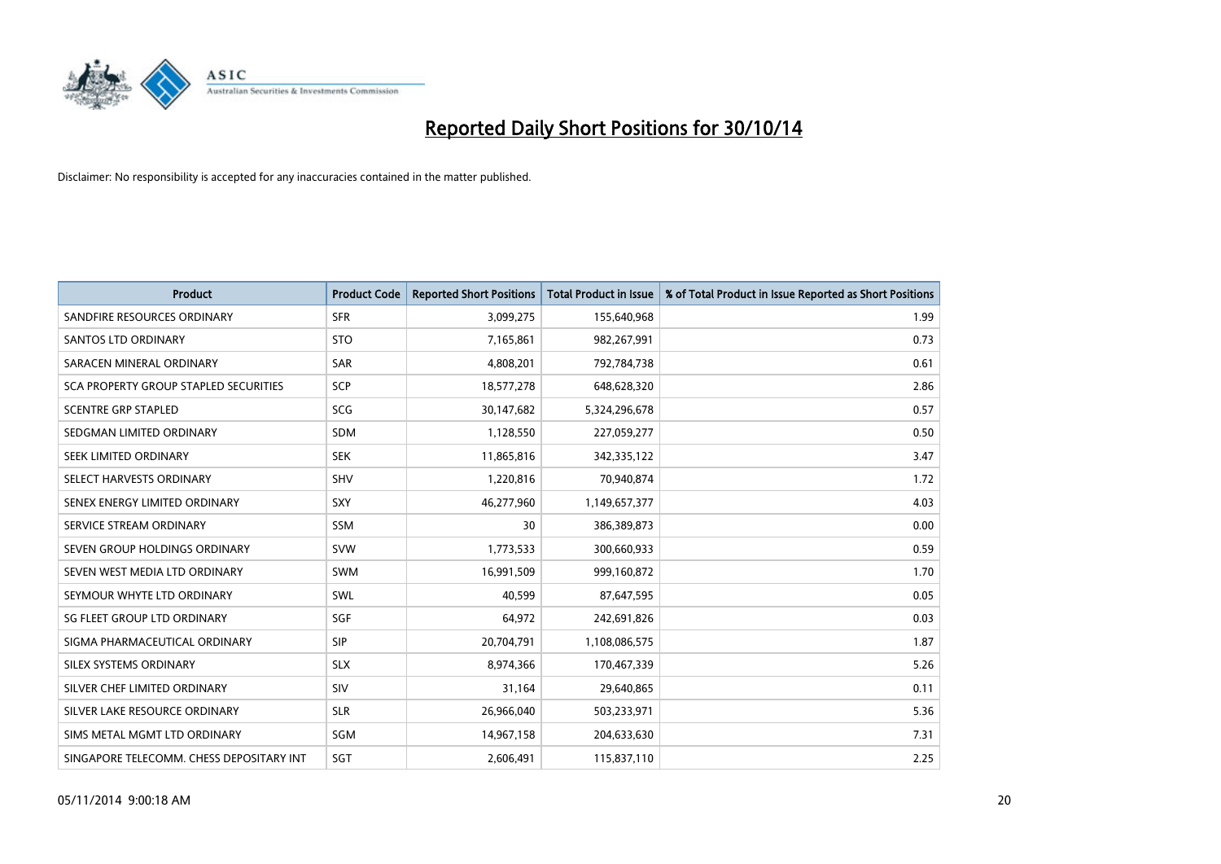# Reported Daily Short Positions for 30/10/14

Disclaimer: No responsibility is accepted for any inaccuracies contained in the matter published.

| Product | Product Code | Reported Short Positions | Total Product in Issue | % of Total Product in Issue Reported as Short Positions |
|---|---|---|---|---|
| SANDFIRE RESOURCES ORDINARY | SFR | 3,099,275 | 155,640,968 | 1.99 |
| SANTOS LTD ORDINARY | STO | 7,165,861 | 982,267,991 | 0.73 |
| SARACEN MINERAL ORDINARY | SAR | 4,808,201 | 792,784,738 | 0.61 |
| SCA PROPERTY GROUP STAPLED SECURITIES | SCP | 18,577,278 | 648,628,320 | 2.86 |
| SCENTRE GRP STAPLED | SCG | 30,147,682 | 5,324,296,678 | 0.57 |
| SEDGMAN LIMITED ORDINARY | SDM | 1,128,550 | 227,059,277 | 0.50 |
| SEEK LIMITED ORDINARY | SEK | 11,865,816 | 342,335,122 | 3.47 |
| SELECT HARVESTS ORDINARY | SHV | 1,220,816 | 70,940,874 | 1.72 |
| SENEX ENERGY LIMITED ORDINARY | SXY | 46,277,960 | 1,149,657,377 | 4.03 |
| SERVICE STREAM ORDINARY | SSM | 30 | 386,389,873 | 0.00 |
| SEVEN GROUP HOLDINGS ORDINARY | SVW | 1,773,533 | 300,660,933 | 0.59 |
| SEVEN WEST MEDIA LTD ORDINARY | SWM | 16,991,509 | 999,160,872 | 1.70 |
| SEYMOUR WHYTE LTD ORDINARY | SWL | 40,599 | 87,647,595 | 0.05 |
| SG FLEET GROUP LTD ORDINARY | SGF | 64,972 | 242,691,826 | 0.03 |
| SIGMA PHARMACEUTICAL ORDINARY | SIP | 20,704,791 | 1,108,086,575 | 1.87 |
| SILEX SYSTEMS ORDINARY | SLX | 8,974,366 | 170,467,339 | 5.26 |
| SILVER CHEF LIMITED ORDINARY | SIV | 31,164 | 29,640,865 | 0.11 |
| SILVER LAKE RESOURCE ORDINARY | SLR | 26,966,040 | 503,233,971 | 5.36 |
| SIMS METAL MGMT LTD ORDINARY | SGM | 14,967,158 | 204,633,630 | 7.31 |
| SINGAPORE TELECOMM. CHESS DEPOSITARY INT | SGT | 2,606,491 | 115,837,110 | 2.25 |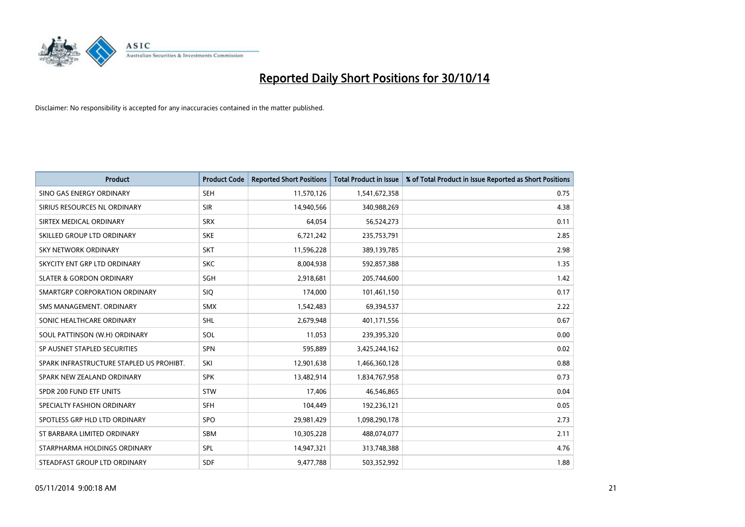# Reported Daily Short Positions for 30/10/14

Disclaimer: No responsibility is accepted for any inaccuracies contained in the matter published.

| Product | Product Code | Reported Short Positions | Total Product in Issue | % of Total Product in Issue Reported as Short Positions |
|---|---|---|---|---|
| SINO GAS ENERGY ORDINARY | SEH | 11,570,126 | 1,541,672,358 | 0.75 |
| SIRIUS RESOURCES NL ORDINARY | SIR | 14,940,566 | 340,988,269 | 4.38 |
| SIRTEX MEDICAL ORDINARY | SRX | 64,054 | 56,524,273 | 0.11 |
| SKILLED GROUP LTD ORDINARY | SKE | 6,721,242 | 235,753,791 | 2.85 |
| SKY NETWORK ORDINARY | SKT | 11,596,228 | 389,139,785 | 2.98 |
| SKYCITY ENT GRP LTD ORDINARY | SKC | 8,004,938 | 592,857,388 | 1.35 |
| SLATER & GORDON ORDINARY | SGH | 2,918,681 | 205,744,600 | 1.42 |
| SMARTGRP CORPORATION ORDINARY | SIQ | 174,000 | 101,461,150 | 0.17 |
| SMS MANAGEMENT. ORDINARY | SMX | 1,542,483 | 69,394,537 | 2.22 |
| SONIC HEALTHCARE ORDINARY | SHL | 2,679,948 | 401,171,556 | 0.67 |
| SOUL PATTINSON (W.H) ORDINARY | SOL | 11,053 | 239,395,320 | 0.00 |
| SP AUSNET STAPLED SECURITIES | SPN | 595,889 | 3,425,244,162 | 0.02 |
| SPARK INFRASTRUCTURE STAPLED US PROHIBT. | SKI | 12,901,638 | 1,466,360,128 | 0.88 |
| SPARK NEW ZEALAND ORDINARY | SPK | 13,482,914 | 1,834,767,958 | 0.73 |
| SPDR 200 FUND ETF UNITS | STW | 17,406 | 46,546,865 | 0.04 |
| SPECIALTY FASHION ORDINARY | SFH | 104,449 | 192,236,121 | 0.05 |
| SPOTLESS GRP HLD LTD ORDINARY | SPO | 29,981,429 | 1,098,290,178 | 2.73 |
| ST BARBARA LIMITED ORDINARY | SBM | 10,305,228 | 488,074,077 | 2.11 |
| STARPHARMA HOLDINGS ORDINARY | SPL | 14,947,321 | 313,748,388 | 4.76 |
| STEADFAST GROUP LTD ORDINARY | SDF | 9,477,788 | 503,352,992 | 1.88 |

05/11/2014 9:00:18 AM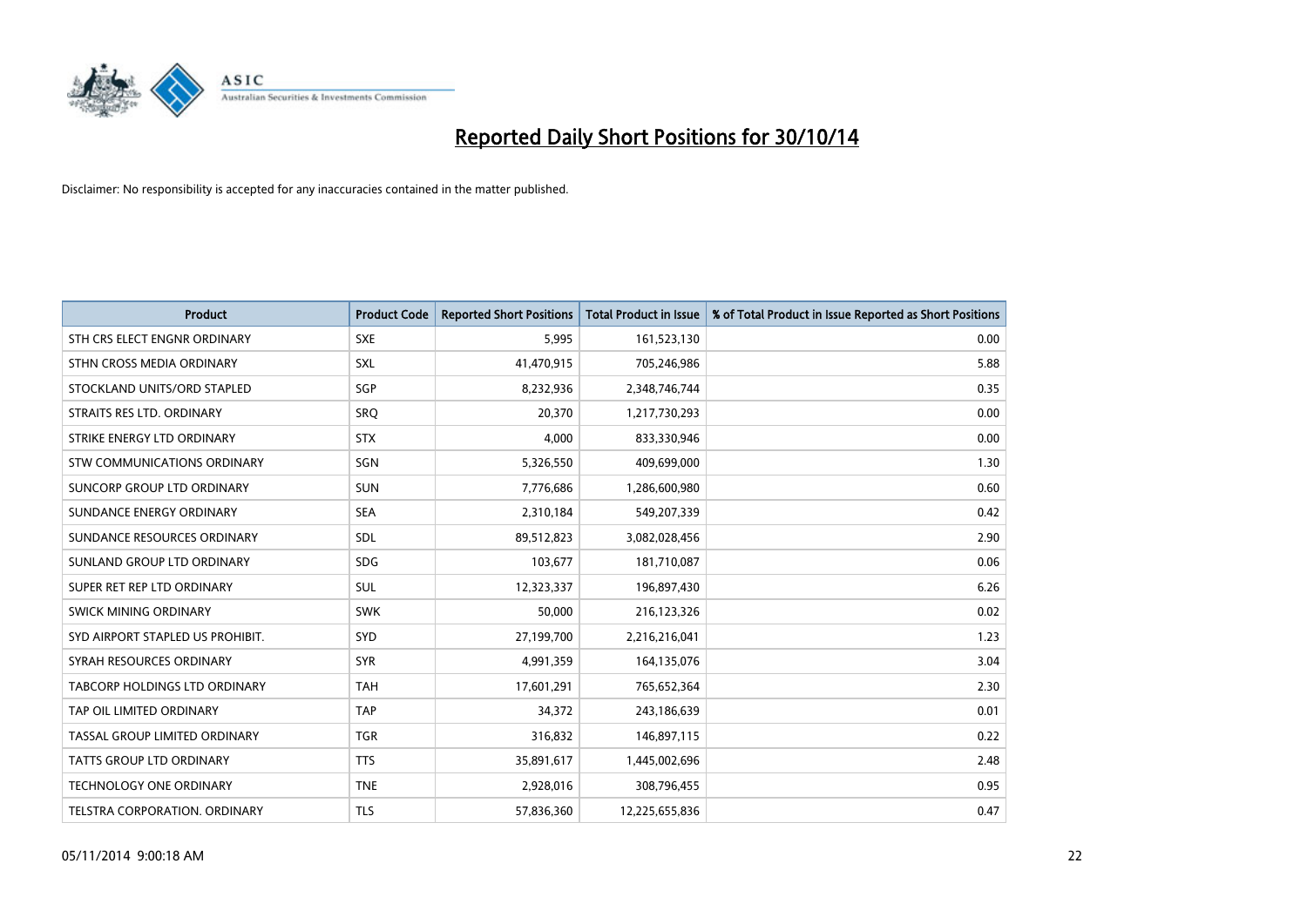# Reported Daily Short Positions for 30/10/14

Disclaimer: No responsibility is accepted for any inaccuracies contained in the matter published.

| Product | Product Code | Reported Short Positions | Total Product in Issue | % of Total Product in Issue Reported as Short Positions |
|---|---|---|---|---|
| STH CRS ELECT ENGNR ORDINARY | SXE | 5,995 | 161,523,130 | 0.00 |
| STHN CROSS MEDIA ORDINARY | SXL | 41,470,915 | 705,246,986 | 5.88 |
| STOCKLAND UNITS/ORD STAPLED | SGP | 8,232,936 | 2,348,746,744 | 0.35 |
| STRAITS RES LTD. ORDINARY | SRQ | 20,370 | 1,217,730,293 | 0.00 |
| STRIKE ENERGY LTD ORDINARY | STX | 4,000 | 833,330,946 | 0.00 |
| STW COMMUNICATIONS ORDINARY | SGN | 5,326,550 | 409,699,000 | 1.30 |
| SUNCORP GROUP LTD ORDINARY | SUN | 7,776,686 | 1,286,600,980 | 0.60 |
| SUNDANCE ENERGY ORDINARY | SEA | 2,310,184 | 549,207,339 | 0.42 |
| SUNDANCE RESOURCES ORDINARY | SDL | 89,512,823 | 3,082,028,456 | 2.90 |
| SUNLAND GROUP LTD ORDINARY | SDG | 103,677 | 181,710,087 | 0.06 |
| SUPER RET REP LTD ORDINARY | SUL | 12,323,337 | 196,897,430 | 6.26 |
| SWICK MINING ORDINARY | SWK | 50,000 | 216,123,326 | 0.02 |
| SYD AIRPORT STAPLED US PROHIBIT. | SYD | 27,199,700 | 2,216,216,041 | 1.23 |
| SYRAH RESOURCES ORDINARY | SYR | 4,991,359 | 164,135,076 | 3.04 |
| TABCORP HOLDINGS LTD ORDINARY | TAH | 17,601,291 | 765,652,364 | 2.30 |
| TAP OIL LIMITED ORDINARY | TAP | 34,372 | 243,186,639 | 0.01 |
| TASSAL GROUP LIMITED ORDINARY | TGR | 316,832 | 146,897,115 | 0.22 |
| TATTS GROUP LTD ORDINARY | TTS | 35,891,617 | 1,445,002,696 | 2.48 |
| TECHNOLOGY ONE ORDINARY | TNE | 2,928,016 | 308,796,455 | 0.95 |
| TELSTRA CORPORATION. ORDINARY | TLS | 57,836,360 | 12,225,655,836 | 0.47 |

05/11/2014 9:00:18 AM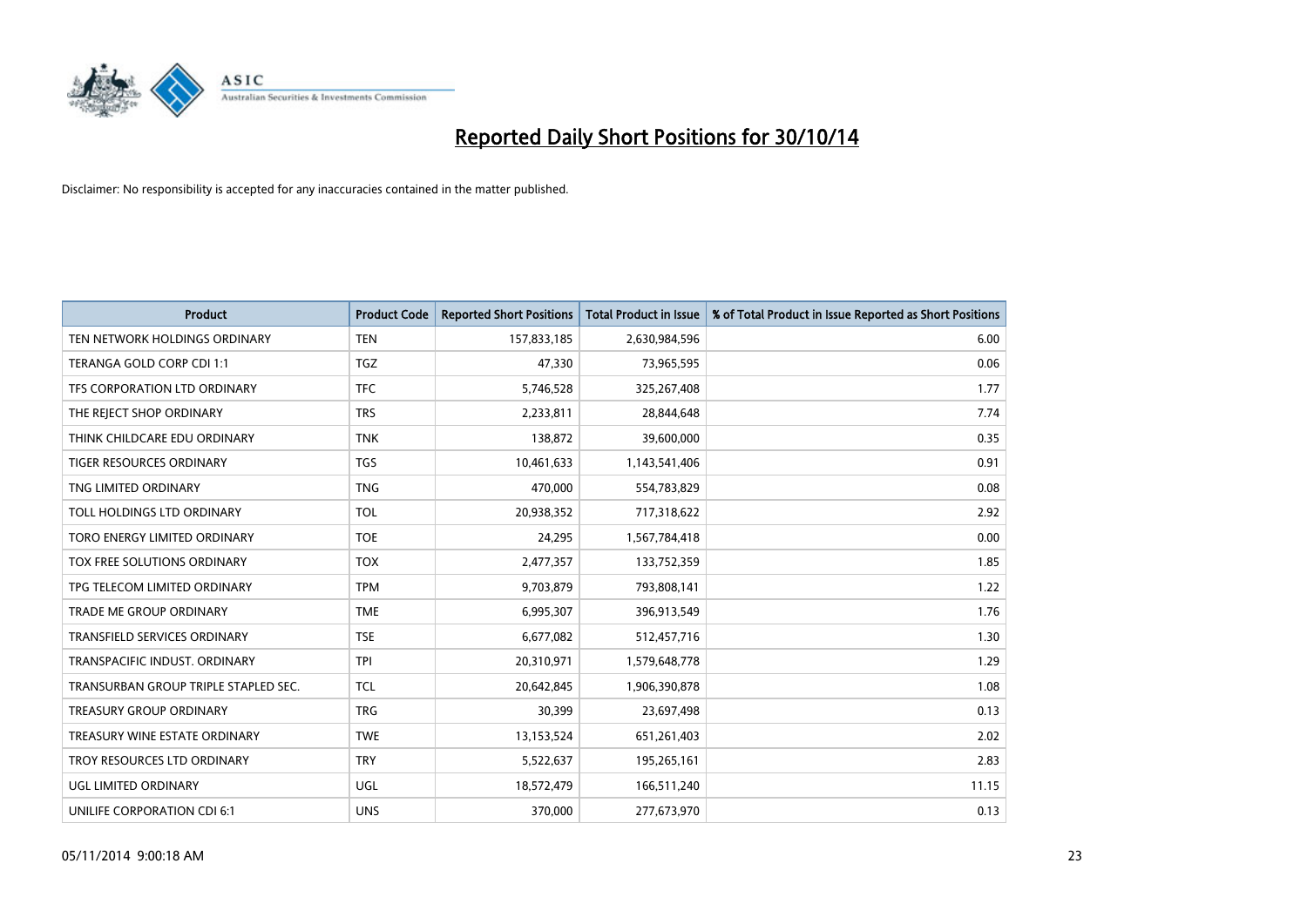# Reported Daily Short Positions for 30/10/14

Disclaimer: No responsibility is accepted for any inaccuracies contained in the matter published.

| Product | Product Code | Reported Short Positions | Total Product in Issue | % of Total Product in Issue Reported as Short Positions |
|---|---|---|---|---|
| TEN NETWORK HOLDINGS ORDINARY | TEN | 157,833,185 | 2,630,984,596 | 6.00 |
| TERANGA GOLD CORP CDI 1:1 | TGZ | 47,330 | 73,965,595 | 0.06 |
| TFS CORPORATION LTD ORDINARY | TFC | 5,746,528 | 325,267,408 | 1.77 |
| THE REJECT SHOP ORDINARY | TRS | 2,233,811 | 28,844,648 | 7.74 |
| THINK CHILDCARE EDU ORDINARY | TNK | 138,872 | 39,600,000 | 0.35 |
| TIGER RESOURCES ORDINARY | TGS | 10,461,633 | 1,143,541,406 | 0.91 |
| TNG LIMITED ORDINARY | TNG | 470,000 | 554,783,829 | 0.08 |
| TOLL HOLDINGS LTD ORDINARY | TOL | 20,938,352 | 717,318,622 | 2.92 |
| TORO ENERGY LIMITED ORDINARY | TOE | 24,295 | 1,567,784,418 | 0.00 |
| TOX FREE SOLUTIONS ORDINARY | TOX | 2,477,357 | 133,752,359 | 1.85 |
| TPG TELECOM LIMITED ORDINARY | TPM | 9,703,879 | 793,808,141 | 1.22 |
| TRADE ME GROUP ORDINARY | TME | 6,995,307 | 396,913,549 | 1.76 |
| TRANSFIELD SERVICES ORDINARY | TSE | 6,677,082 | 512,457,716 | 1.30 |
| TRANSPACIFIC INDUST. ORDINARY | TPI | 20,310,971 | 1,579,648,778 | 1.29 |
| TRANSURBAN GROUP TRIPLE STAPLED SEC. | TCL | 20,642,845 | 1,906,390,878 | 1.08 |
| TREASURY GROUP ORDINARY | TRG | 30,399 | 23,697,498 | 0.13 |
| TREASURY WINE ESTATE ORDINARY | TWE | 13,153,524 | 651,261,403 | 2.02 |
| TROY RESOURCES LTD ORDINARY | TRY | 5,522,637 | 195,265,161 | 2.83 |
| UGL LIMITED ORDINARY | UGL | 18,572,479 | 166,511,240 | 11.15 |
| UNILIFE CORPORATION CDI 6:1 | UNS | 370,000 | 277,673,970 | 0.13 |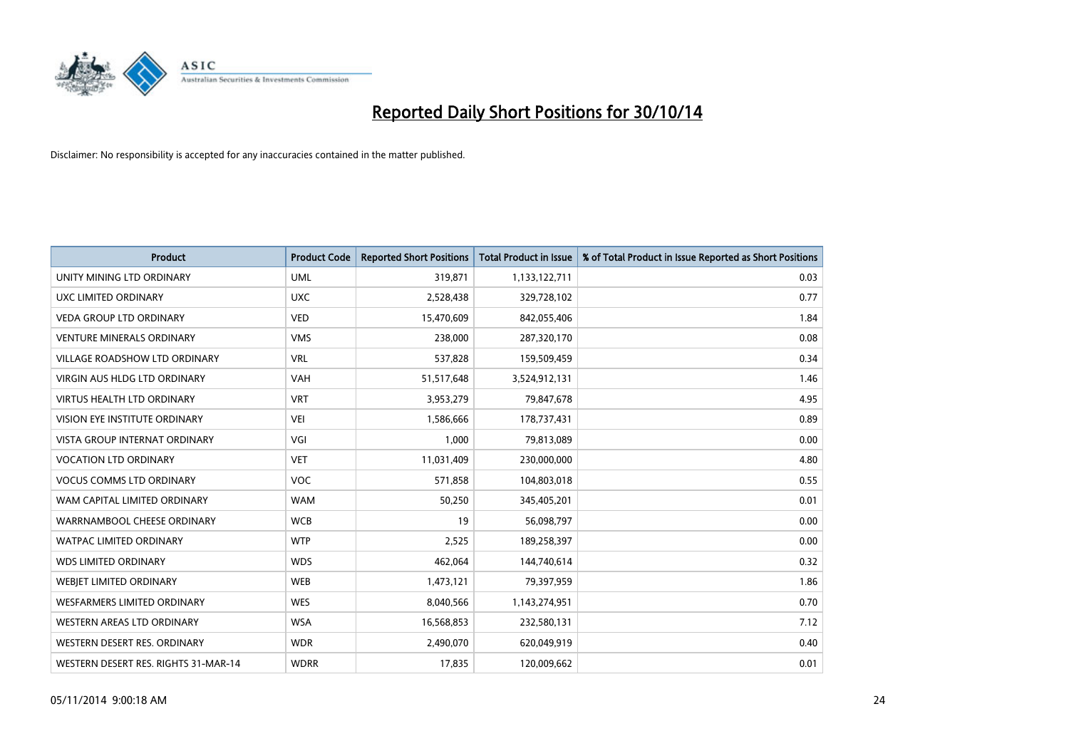# Reported Daily Short Positions for 30/10/14

Disclaimer: No responsibility is accepted for any inaccuracies contained in the matter published.

| Product | Product Code | Reported Short Positions | Total Product in Issue | % of Total Product in Issue Reported as Short Positions |
|---|---|---|---|---|
| UNITY MINING LTD ORDINARY | UML | 319,871 | 1,133,122,711 | 0.03 |
| UXC LIMITED ORDINARY | UXC | 2,528,438 | 329,728,102 | 0.77 |
| VEDA GROUP LTD ORDINARY | VED | 15,470,609 | 842,055,406 | 1.84 |
| VENTURE MINERALS ORDINARY | VMS | 238,000 | 287,320,170 | 0.08 |
| VILLAGE ROADSHOW LTD ORDINARY | VRL | 537,828 | 159,509,459 | 0.34 |
| VIRGIN AUS HLDG LTD ORDINARY | VAH | 51,517,648 | 3,524,912,131 | 1.46 |
| VIRTUS HEALTH LTD ORDINARY | VRT | 3,953,279 | 79,847,678 | 4.95 |
| VISION EYE INSTITUTE ORDINARY | VEI | 1,586,666 | 178,737,431 | 0.89 |
| VISTA GROUP INTERNAT ORDINARY | VGI | 1,000 | 79,813,089 | 0.00 |
| VOCATION LTD ORDINARY | VET | 11,031,409 | 230,000,000 | 4.80 |
| VOCUS COMMS LTD ORDINARY | VOC | 571,858 | 104,803,018 | 0.55 |
| WAM CAPITAL LIMITED ORDINARY | WAM | 50,250 | 345,405,201 | 0.01 |
| WARRNAMBOOL CHEESE ORDINARY | WCB | 19 | 56,098,797 | 0.00 |
| WATPAC LIMITED ORDINARY | WTP | 2,525 | 189,258,397 | 0.00 |
| WDS LIMITED ORDINARY | WDS | 462,064 | 144,740,614 | 0.32 |
| WEBJET LIMITED ORDINARY | WEB | 1,473,121 | 79,397,959 | 1.86 |
| WESFARMERS LIMITED ORDINARY | WES | 8,040,566 | 1,143,274,951 | 0.70 |
| WESTERN AREAS LTD ORDINARY | WSA | 16,568,853 | 232,580,131 | 7.12 |
| WESTERN DESERT RES. ORDINARY | WDR | 2,490,070 | 620,049,919 | 0.40 |
| WESTERN DESERT RES. RIGHTS 31-MAR-14 | WDRR | 17,835 | 120,009,662 | 0.01 |

05/11/2014 9:00:18 AM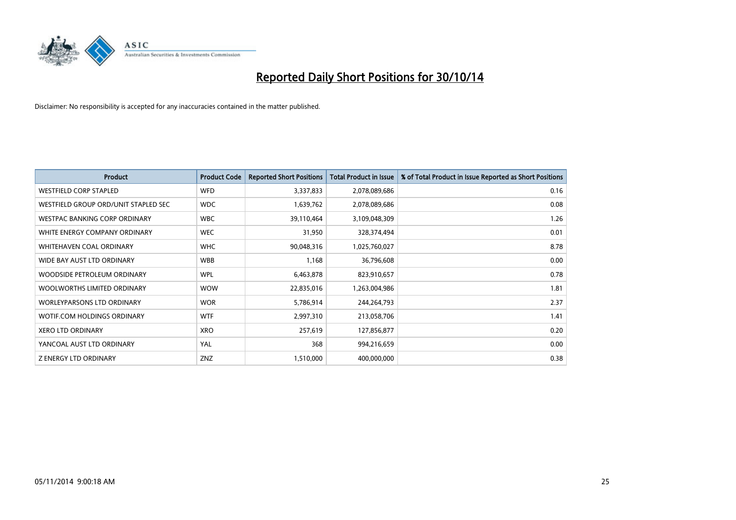# Reported Daily Short Positions for 30/10/14

Disclaimer: No responsibility is accepted for any inaccuracies contained in the matter published.

| Product | Product Code | Reported Short Positions | Total Product in Issue | % of Total Product in Issue Reported as Short Positions |
|---|---|---|---|---|
| WESTFIELD CORP STAPLED | WFD | 3,337,833 | 2,078,089,686 | 0.16 |
| WESTFIELD GROUP ORD/UNIT STAPLED SEC | WDC | 1,639,762 | 2,078,089,686 | 0.08 |
| WESTPAC BANKING CORP ORDINARY | WBC | 39,110,464 | 3,109,048,309 | 1.26 |
| WHITE ENERGY COMPANY ORDINARY | WEC | 31,950 | 328,374,494 | 0.01 |
| WHITEHAVEN COAL ORDINARY | WHC | 90,048,316 | 1,025,760,027 | 8.78 |
| WIDE BAY AUST LTD ORDINARY | WBB | 1,168 | 36,796,608 | 0.00 |
| WOODSIDE PETROLEUM ORDINARY | WPL | 6,463,878 | 823,910,657 | 0.78 |
| WOOLWORTHS LIMITED ORDINARY | WOW | 22,835,016 | 1,263,004,986 | 1.81 |
| WORLEYPARSONS LTD ORDINARY | WOR | 5,786,914 | 244,264,793 | 2.37 |
| WOTIF.COM HOLDINGS ORDINARY | WTF | 2,997,310 | 213,058,706 | 1.41 |
| XERO LTD ORDINARY | XRO | 257,619 | 127,856,877 | 0.20 |
| YANCOAL AUST LTD ORDINARY | YAL | 368 | 994,216,659 | 0.00 |
| Z ENERGY LTD ORDINARY | ZNZ | 1,510,000 | 400,000,000 | 0.38 |

05/11/2014 9:00:18 AM